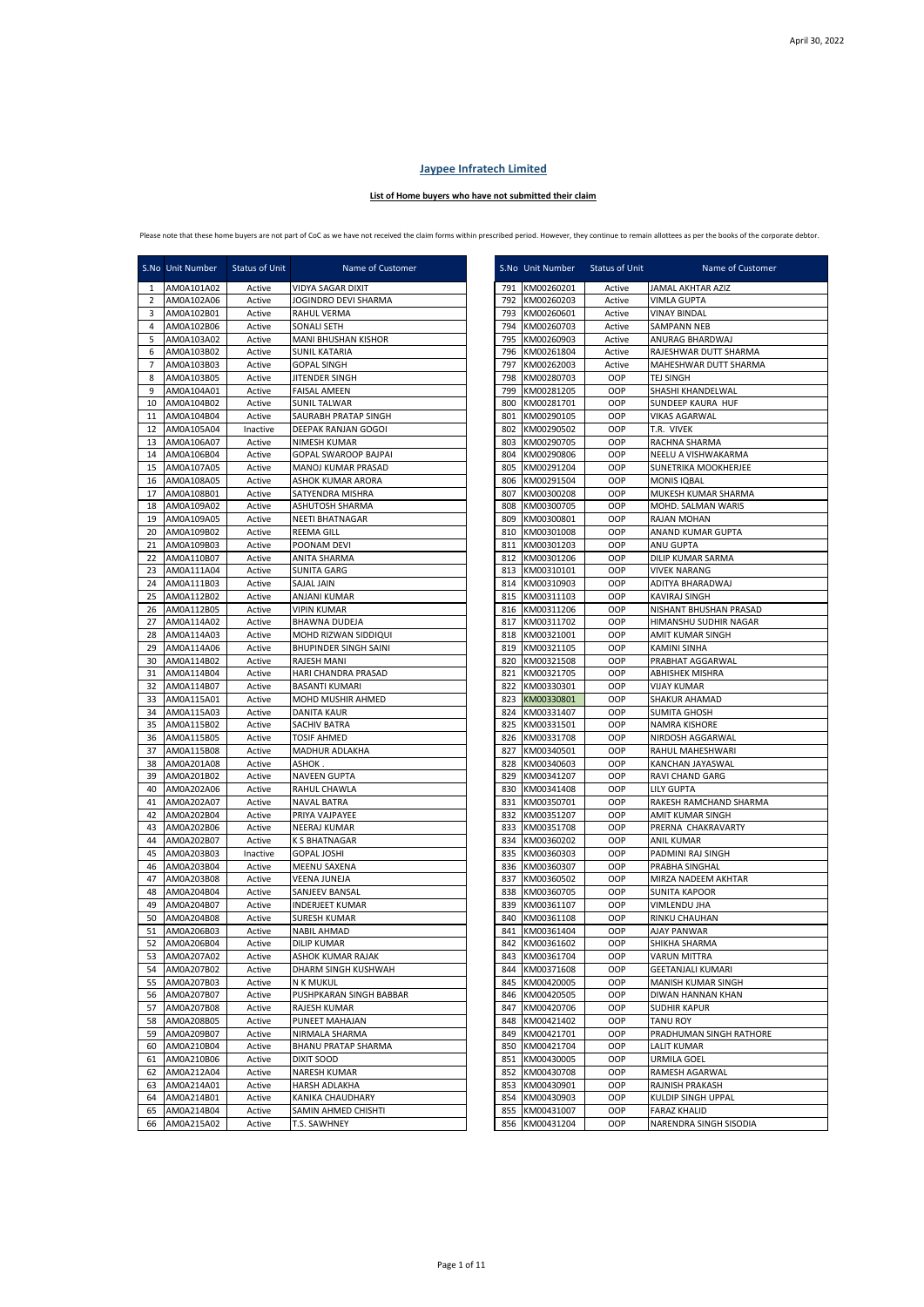April 30, 2022

## Jaypee Infratech Limited

### List of Home buyers who have not submitted their claim

Please note that these home buyers are not part of CoC as we have not received the claim forms within prescribed period. However, they continue to remain allottees as per the books of the corporate debtor.

| S.No | Unit Number | Status of Unit | Name of Customer |
|---|---|---|---|
| 1 | AM0A101A02 | Active | VIDYA SAGAR DIXIT |
| 2 | AM0A102A06 | Active | JOGINDRO DEVI SHARMA |
| 3 | AM0A102B01 | Active | RAHUL VERMA |
| 4 | AM0A102B06 | Active | SONALI SETH |
| 5 | AM0A103A02 | Active | MANI BHUSHAN KISHOR |
| 6 | AM0A103B02 | Active | SUNIL KATARIA |
| 7 | AM0A103B03 | Active | GOPAL SINGH |
| 8 | AM0A103B05 | Active | JITENDER SINGH |
| 9 | AM0A104A01 | Active | FAISAL AMEEN |
| 10 | AM0A104B02 | Active | SUNIL TALWAR |
| 11 | AM0A104B04 | Active | SAURABH PRATAP SINGH |
| 12 | AM0A105A04 | Inactive | DEEPAK RANJAN GOGOI |
| 13 | AM0A106A07 | Active | NIMESH KUMAR |
| 14 | AM0A106B04 | Active | GOPAL SWAROOP BAJPAI |
| 15 | AM0A107A05 | Active | MANOJ KUMAR PRASAD |
| 16 | AM0A108A05 | Active | ASHOK KUMAR ARORA |
| 17 | AM0A108B01 | Active | SATYENDRA MISHRA |
| 18 | AM0A109A02 | Active | ASHUTOSH SHARMA |
| 19 | AM0A109A05 | Active | NEETI BHATNAGAR |
| 20 | AM0A109B02 | Active | REEMA GILL |
| 21 | AM0A109B03 | Active | POONAM DEVI |
| 22 | AM0A110B07 | Active | ANITA SHARMA |
| 23 | AM0A111A04 | Active | SUNITA GARG |
| 24 | AM0A111B03 | Active | SAJAL JAIN |
| 25 | AM0A112B02 | Active | ANJANI KUMAR |
| 26 | AM0A112B05 | Active | VIPIN KUMAR |
| 27 | AM0A114A02 | Active | BHAWNA DUDEJA |
| 28 | AM0A114A03 | Active | MOHD RIZWAN SIDDIQUI |
| 29 | AM0A114A06 | Active | BHUPINDER SINGH SAINI |
| 30 | AM0A114B02 | Active | RAJESH MANI |
| 31 | AM0A114B04 | Active | HARI CHANDRA PRASAD |
| 32 | AM0A114B07 | Active | BASANTI KUMARI |
| 33 | AM0A115A01 | Active | MOHD MUSHIR AHMED |
| 34 | AM0A115A03 | Active | DANITA KAUR |
| 35 | AM0A115B02 | Active | SACHIV BATRA |
| 36 | AM0A115B05 | Active | TOSIF AHMED |
| 37 | AM0A115B08 | Active | MADHUR ADLAKHA |
| 38 | AM0A201A08 | Active | ASHOK . |
| 39 | AM0A201B02 | Active | NAVEEN GUPTA |
| 40 | AM0A202A06 | Active | RAHUL CHAWLA |
| 41 | AM0A202A07 | Active | NAVAL BATRA |
| 42 | AM0A202B04 | Active | PRIYA VAJPAYEE |
| 43 | AM0A202B06 | Active | NEERAJ KUMAR |
| 44 | AM0A202B07 | Active | K S BHATNAGAR |
| 45 | AM0A203B03 | Inactive | GOPAL JOSHI |
| 46 | AM0A203B04 | Active | MEENU SAXENA |
| 47 | AM0A203B08 | Active | VEENA JUNEJA |
| 48 | AM0A204B04 | Active | SANJEEV BANSAL |
| 49 | AM0A204B07 | Active | INDERJEET KUMAR |
| 50 | AM0A204B08 | Active | SURESH KUMAR |
| 51 | AM0A206B03 | Active | NABIL AHMAD |
| 52 | AM0A206B04 | Active | DILIP KUMAR |
| 53 | AM0A207A02 | Active | ASHOK KUMAR RAJAK |
| 54 | AM0A207B02 | Active | DHARM SINGH KUSHWAH |
| 55 | AM0A207B03 | Active | N K MUKUL |
| 56 | AM0A207B07 | Active | PUSHPKARAN SINGH BABBAR |
| 57 | AM0A207B08 | Active | RAJESH KUMAR |
| 58 | AM0A208B05 | Active | PUNEET MAHAJAN |
| 59 | AM0A209B07 | Active | NIRMALA SHARMA |
| 60 | AM0A210B04 | Active | BHANU PRATAP SHARMA |
| 61 | AM0A210B06 | Active | DIXIT SOOD |
| 62 | AM0A212A04 | Active | NARESH KUMAR |
| 63 | AM0A214A01 | Active | HARSH ADLAKHA |
| 64 | AM0A214B01 | Active | KANIKA CHAUDHARY |
| 65 | AM0A214B04 | Active | SAMIN AHMED CHISHTI |
| 66 | AM0A215A02 | Active | T.S. SAWHNEY |
| 791 | KM00260201 | Active | JAMAL AKHTAR AZIZ |
| 792 | KM00260203 | Active | VIMLA GUPTA |
| 793 | KM00260601 | Active | VINAY BINDAL |
| 794 | KM00260703 | Active | SAMPANN NEB |
| 795 | KM00260903 | Active | ANURAG BHARDWAJ |
| 796 | KM00261804 | Active | RAJESHWAR DUTT SHARMA |
| 797 | KM00262003 | Active | MAHESHWAR DUTT SHARMA |
| 798 | KM00280703 | OOP | TEJ SINGH |
| 799 | KM00281205 | OOP | SHASHI KHANDELWAL |
| 800 | KM00281701 | OOP | SUNDEEP KAURA HUF |
| 801 | KM00290105 | OOP | VIKAS AGARWAL |
| 802 | KM00290502 | OOP | T.R. VIVEK |
| 803 | KM00290705 | OOP | RACHNA SHARMA |
| 804 | KM00290806 | OOP | NEELU A VISHWAKARMA |
| 805 | KM00291204 | OOP | SUNETRIKA MOOKHERJEE |
| 806 | KM00291504 | OOP | MONIS IQBAL |
| 807 | KM00300208 | OOP | MUKESH KUMAR SHARMA |
| 808 | KM00300705 | OOP | MOHD. SALMAN WARIS |
| 809 | KM00300801 | OOP | RAJAN MOHAN |
| 810 | KM00301008 | OOP | ANAND KUMAR GUPTA |
| 811 | KM00301203 | OOP | ANU GUPTA |
| 812 | KM00301206 | OOP | DILIP KUMAR SARMA |
| 813 | KM00310101 | OOP | VIVEK NARANG |
| 814 | KM00310903 | OOP | ADITYA BHARADWAJ |
| 815 | KM00311103 | OOP | KAVIRAJ SINGH |
| 816 | KM00311206 | OOP | NISHANT BHUSHAN PRASAD |
| 817 | KM00311702 | OOP | HIMANSHU SUDHIR NAGAR |
| 818 | KM00321001 | OOP | AMIT KUMAR SINGH |
| 819 | KM00321105 | OOP | KAMINI SINHA |
| 820 | KM00321508 | OOP | PRABHAT AGGARWAL |
| 821 | KM00321705 | OOP | ABHISHEK MISHRA |
| 822 | KM00330301 | OOP | VIJAY KUMAR |
| 823 | KM00330801 | OOP | SHAKUR AHAMAD |
| 824 | KM00331407 | OOP | SUMITA GHOSH |
| 825 | KM00331501 | OOP | NAMRA KISHORE |
| 826 | KM00331708 | OOP | NIRDOSH AGGARWAL |
| 827 | KM00340501 | OOP | RAHUL MAHESHWARI |
| 828 | KM00340603 | OOP | KANCHAN JAYASWAL |
| 829 | KM00341207 | OOP | RAVI CHAND GARG |
| 830 | KM00341408 | OOP | LILY GUPTA |
| 831 | KM00350701 | OOP | RAKESH RAMCHAND SHARMA |
| 832 | KM00351207 | OOP | AMIT KUMAR SINGH |
| 833 | KM00351708 | OOP | PRERNA CHAKRAVARTY |
| 834 | KM00360202 | OOP | ANIL KUMAR |
| 835 | KM00360303 | OOP | PADMINI RAJ SINGH |
| 836 | KM00360307 | OOP | PRABHA SINGHAL |
| 837 | KM00360502 | OOP | MIRZA NADEEM AKHTAR |
| 838 | KM00360705 | OOP | SUNITA KAPOOR |
| 839 | KM00361107 | OOP | VIMLENDU JHA |
| 840 | KM00361108 | OOP | RINKU CHAUHAN |
| 841 | KM00361404 | OOP | AJAY PANWAR |
| 842 | KM00361602 | OOP | SHIKHA SHARMA |
| 843 | KM00361704 | OOP | VARUN MITTRA |
| 844 | KM00371608 | OOP | GEETANJALI KUMARI |
| 845 | KM00420005 | OOP | MANISH KUMAR SINGH |
| 846 | KM00420505 | OOP | DIWAN HANNAN KHAN |
| 847 | KM00420706 | OOP | SUDHIR KAPUR |
| 848 | KM00421402 | OOP | TANU ROY |
| 849 | KM00421701 | OOP | PRADHUMAN SINGH RATHORE |
| 850 | KM00421704 | OOP | LALIT KUMAR |
| 851 | KM00430005 | OOP | URMILA GOEL |
| 852 | KM00430708 | OOP | RAMESH AGARWAL |
| 853 | KM00430901 | OOP | RAJNISH PRAKASH |
| 854 | KM00430903 | OOP | KULDIP SINGH UPPAL |
| 855 | KM00431007 | OOP | FARAZ KHALID |
| 856 | KM00431204 | OOP | NARENDRA SINGH SISODIA |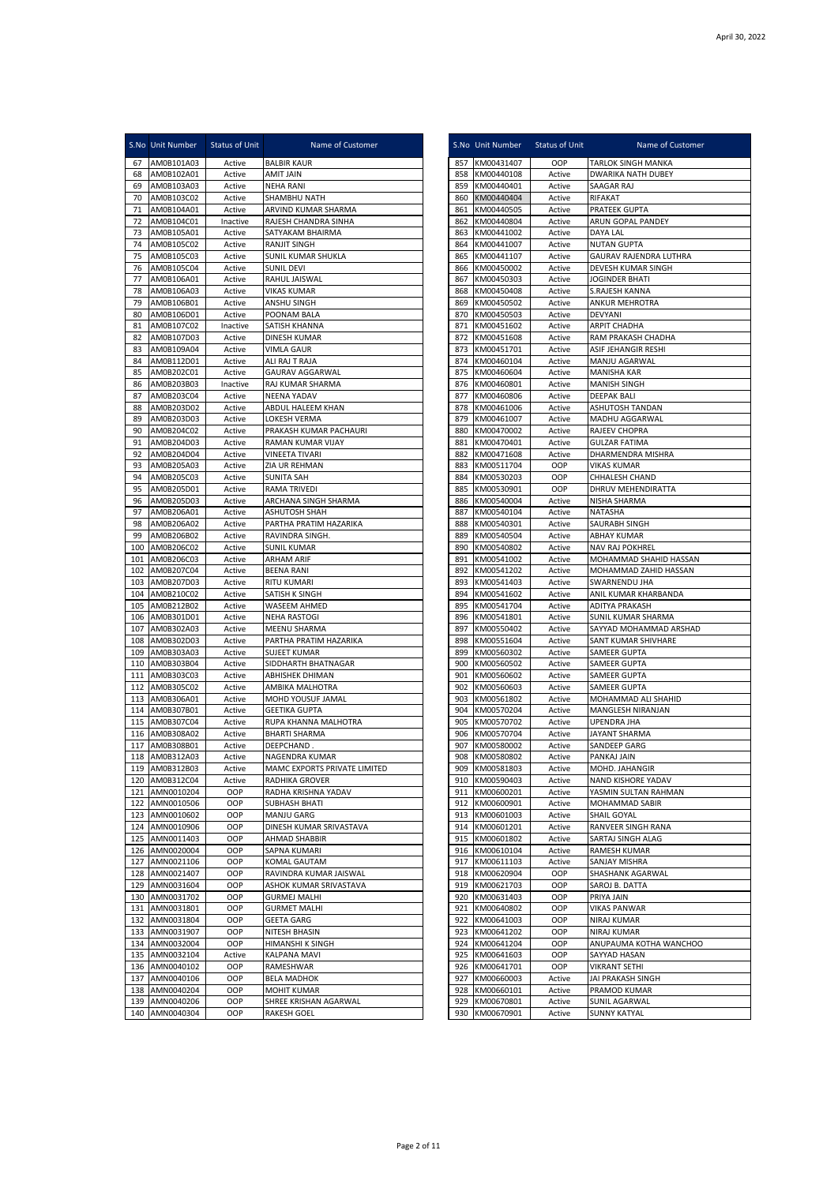April 30, 2022

| S.No | Unit Number | Status of Unit | Name of Customer |
|---|---|---|---|
| 67 | AM0B101A03 | Active | BALBIR KAUR |
| 68 | AM0B102A01 | Active | AMIT JAIN |
| 69 | AM0B103A03 | Active | NEHA RANI |
| 70 | AM0B103C02 | Active | SHAMBHU NATH |
| 71 | AM0B104A01 | Active | ARVIND KUMAR SHARMA |
| 72 | AM0B104C01 | Inactive | RAJESH CHANDRA SINHA |
| 73 | AM0B105A01 | Active | SATYAKAM BHAIRMA |
| 74 | AM0B105C02 | Active | RANJIT SINGH |
| 75 | AM0B105C03 | Active | SUNIL KUMAR SHUKLA |
| 76 | AM0B105C04 | Active | SUNIL DEVI |
| 77 | AM0B106A01 | Active | RAHUL JAISWAL |
| 78 | AM0B106A03 | Active | VIKAS KUMAR |
| 79 | AM0B106B01 | Active | ANSHU SINGH |
| 80 | AM0B106D01 | Active | POONAM BALA |
| 81 | AM0B107C02 | Inactive | SATISH KHANNA |
| 82 | AM0B107D03 | Active | DINESH KUMAR |
| 83 | AM0B109A04 | Active | VIMLA GAUR |
| 84 | AM0B112D01 | Active | ALI RAJ T RAJA |
| 85 | AM0B202C01 | Active | GAURAV AGGARWAL |
| 86 | AM0B203B03 | Inactive | RAJ KUMAR SHARMA |
| 87 | AM0B203C04 | Active | NEENA YADAV |
| 88 | AM0B203D02 | Active | ABDUL HALEEM KHAN |
| 89 | AM0B203D03 | Active | LOKESH VERMA |
| 90 | AM0B204C02 | Active | PRAKASH KUMAR PACHAURI |
| 91 | AM0B204D03 | Active | RAMAN KUMAR VIJAY |
| 92 | AM0B204D04 | Active | VINEETA TIVARI |
| 93 | AM0B205A03 | Active | ZIA UR REHMAN |
| 94 | AM0B205C03 | Active | SUNITA SAH |
| 95 | AM0B205D01 | Active | RAMA TRIVEDI |
| 96 | AM0B205D03 | Active | ARCHANA SINGH SHARMA |
| 97 | AM0B206A01 | Active | ASHUTOSH SHAH |
| 98 | AM0B206A02 | Active | PARTHA PRATIM HAZARIKA |
| 99 | AM0B206B02 | Active | RAVINDRA SINGH. |
| 100 | AM0B206C02 | Active | SUNIL KUMAR |
| 101 | AM0B206C03 | Active | ARHAM ARIF |
| 102 | AM0B207C04 | Active | BEENA RANI |
| 103 | AM0B207D03 | Active | RITU KUMARI |
| 104 | AM0B210C02 | Active | SATISH K SINGH |
| 105 | AM0B212B02 | Active | WASEEM AHMED |
| 106 | AM0B301D01 | Active | NEHA RASTOGI |
| 107 | AM0B302A03 | Active | MEENU SHARMA |
| 108 | AM0B302D03 | Active | PARTHA PRATIM HAZARIKA |
| 109 | AM0B303A03 | Active | SUJEET KUMAR |
| 110 | AM0B303B04 | Active | SIDDHARTH BHATNAGAR |
| 111 | AM0B303C03 | Active | ABHISHEK DHIMAN |
| 112 | AM0B305C02 | Active | AMBIKA MALHOTRA |
| 113 | AM0B306A01 | Active | MOHD YOUSUF JAMAL |
| 114 | AM0B307B01 | Active | GEETIKA GUPTA |
| 115 | AM0B307C04 | Active | RUPA KHANNA MALHOTRA |
| 116 | AM0B308A02 | Active | BHARTI SHARMA |
| 117 | AM0B308B01 | Active | DEEPCHAND . |
| 118 | AM0B312A03 | Active | NAGENDRA KUMAR |
| 119 | AM0B312B03 | Active | MAMC EXPORTS PRIVATE LIMITED |
| 120 | AM0B312C04 | Active | RADHIKA GROVER |
| 121 | AMN0010204 | OOP | RADHA KRISHNA YADAV |
| 122 | AMN0010506 | OOP | SUBHASH BHATI |
| 123 | AMN0010602 | OOP | MANJU GARG |
| 124 | AMN0010906 | OOP | DINESH KUMAR SRIVASTAVA |
| 125 | AMN0011403 | OOP | AHMAD SHABBIR |
| 126 | AMN0020004 | OOP | SAPNA KUMARI |
| 127 | AMN0021106 | OOP | KOMAL GAUTAM |
| 128 | AMN0021407 | OOP | RAVINDRA KUMAR JAISWAL |
| 129 | AMN0031604 | OOP | ASHOK KUMAR SRIVASTAVA |
| 130 | AMN0031702 | OOP | GURMEJ MALHI |
| 131 | AMN0031801 | OOP | GURMET MALHI |
| 132 | AMN0031804 | OOP | GEETA GARG |
| 133 | AMN0031907 | OOP | NITESH BHASIN |
| 134 | AMN0032004 | OOP | HIMANSHI K SINGH |
| 135 | AMN0032104 | Active | KALPANA MAVI |
| 136 | AMN0040102 | OOP | RAMESHWAR |
| 137 | AMN0040106 | OOP | BELA MADHOK |
| 138 | AMN0040204 | OOP | MOHIT KUMAR |
| 139 | AMN0040206 | OOP | SHREE KRISHAN AGARWAL |
| 140 | AMN0040304 | OOP | RAKESH GOEL |
| 857 | KM00431407 | OOP | TARLOK SINGH MANKA |
| 858 | KM00440108 | Active | DWARIKA NATH DUBEY |
| 859 | KM00440401 | Active | SAAGAR RAJ |
| 860 | KM00440404 | Active | RIFAKAT |
| 861 | KM00440505 | Active | PRATEEK GUPTA |
| 862 | KM00440804 | Active | ARUN GOPAL PANDEY |
| 863 | KM00441002 | Active | DAYA LAL |
| 864 | KM00441007 | Active | NUTAN GUPTA |
| 865 | KM00441107 | Active | GAURAV RAJENDRA LUTHRA |
| 866 | KM00450002 | Active | DEVESH KUMAR SINGH |
| 867 | KM00450303 | Active | JOGINDER BHATI |
| 868 | KM00450408 | Active | S.RAJESH KANNA |
| 869 | KM00450502 | Active | ANKUR MEHROTRA |
| 870 | KM00450503 | Active | DEVYANI |
| 871 | KM00451602 | Active | ARPIT CHADHA |
| 872 | KM00451608 | Active | RAM PRAKASH CHADHA |
| 873 | KM00451701 | Active | ASIF JEHANGIR RESHI |
| 874 | KM00460104 | Active | MANJU AGARWAL |
| 875 | KM00460604 | Active | MANISHA KAR |
| 876 | KM00460801 | Active | MANISH SINGH |
| 877 | KM00460806 | Active | DEEPAK BALI |
| 878 | KM00461006 | Active | ASHUTOSH TANDAN |
| 879 | KM00461007 | Active | MADHU AGGARWAL |
| 880 | KM00470002 | Active | RAJEEV CHOPRA |
| 881 | KM00470401 | Active | GULZAR FATIMA |
| 882 | KM00471608 | Active | DHARMENDRA MISHRA |
| 883 | KM00511704 | OOP | VIKAS KUMAR |
| 884 | KM00530203 | OOP | CHHALESH CHAND |
| 885 | KM00530901 | OOP | DHRUV MEHENDIRATTA |
| 886 | KM00540004 | Active | NISHA SHARMA |
| 887 | KM00540104 | Active | NATASHA |
| 888 | KM00540301 | Active | SAURABH SINGH |
| 889 | KM00540504 | Active | ABHAY KUMAR |
| 890 | KM00540802 | Active | NAV RAJ POKHREL |
| 891 | KM00541002 | Active | MOHAMMAD SHAHID HASSAN |
| 892 | KM00541202 | Active | MOHAMMAD ZAHID HASSAN |
| 893 | KM00541403 | Active | SWARNENDU JHA |
| 894 | KM00541602 | Active | ANIL KUMAR KHARBANDA |
| 895 | KM00541704 | Active | ADITYA PRAKASH |
| 896 | KM00541801 | Active | SUNIL KUMAR SHARMA |
| 897 | KM00550402 | Active | SAYYAD MOHAMMAD ARSHAD |
| 898 | KM00551604 | Active | SANT KUMAR SHIVHARE |
| 899 | KM00560302 | Active | SAMEER GUPTA |
| 900 | KM00560502 | Active | SAMEER GUPTA |
| 901 | KM00560602 | Active | SAMEER GUPTA |
| 902 | KM00560603 | Active | SAMEER GUPTA |
| 903 | KM00561802 | Active | MOHAMMAD ALI SHAHID |
| 904 | KM00570204 | Active | MANGLESH NIRANJAN |
| 905 | KM00570702 | Active | UPENDRA JHA |
| 906 | KM00570704 | Active | JAYANT SHARMA |
| 907 | KM00580002 | Active | SANDEEP GARG |
| 908 | KM00580802 | Active | PANKAJ JAIN |
| 909 | KM00581803 | Active | MOHD. JAHANGIR |
| 910 | KM00590403 | Active | NAND KISHORE YADAV |
| 911 | KM00600201 | Active | YASMIN SULTAN RAHMAN |
| 912 | KM00600901 | Active | MOHAMMAD SABIR |
| 913 | KM00601003 | Active | SHAIL GOYAL |
| 914 | KM00601201 | Active | RANVEER SINGH RANA |
| 915 | KM00601802 | Active | SARTAJ SINGH ALAG |
| 916 | KM00610104 | Active | RAMESH KUMAR |
| 917 | KM00611103 | Active | SANJAY MISHRA |
| 918 | KM00620904 | OOP | SHASHANK AGARWAL |
| 919 | KM00621703 | OOP | SAROJ B. DATTA |
| 920 | KM00631403 | OOP | PRIYA JAIN |
| 921 | KM00640802 | OOP | VIKAS PANWAR |
| 922 | KM00641003 | OOP | NIRAJ KUMAR |
| 923 | KM00641202 | OOP | NIRAJ KUMAR |
| 924 | KM00641204 | OOP | ANUPAUMA KOTHA WANCHOO |
| 925 | KM00641603 | OOP | SAYYAD HASAN |
| 926 | KM00641701 | OOP | VIKRANT SETHI |
| 927 | KM00660003 | Active | JAI PRAKASH SINGH |
| 928 | KM00660101 | Active | PRAMOD KUMAR |
| 929 | KM00670801 | Active | SUNIL AGARWAL |
| 930 | KM00670901 | Active | SUNNY KATYAL |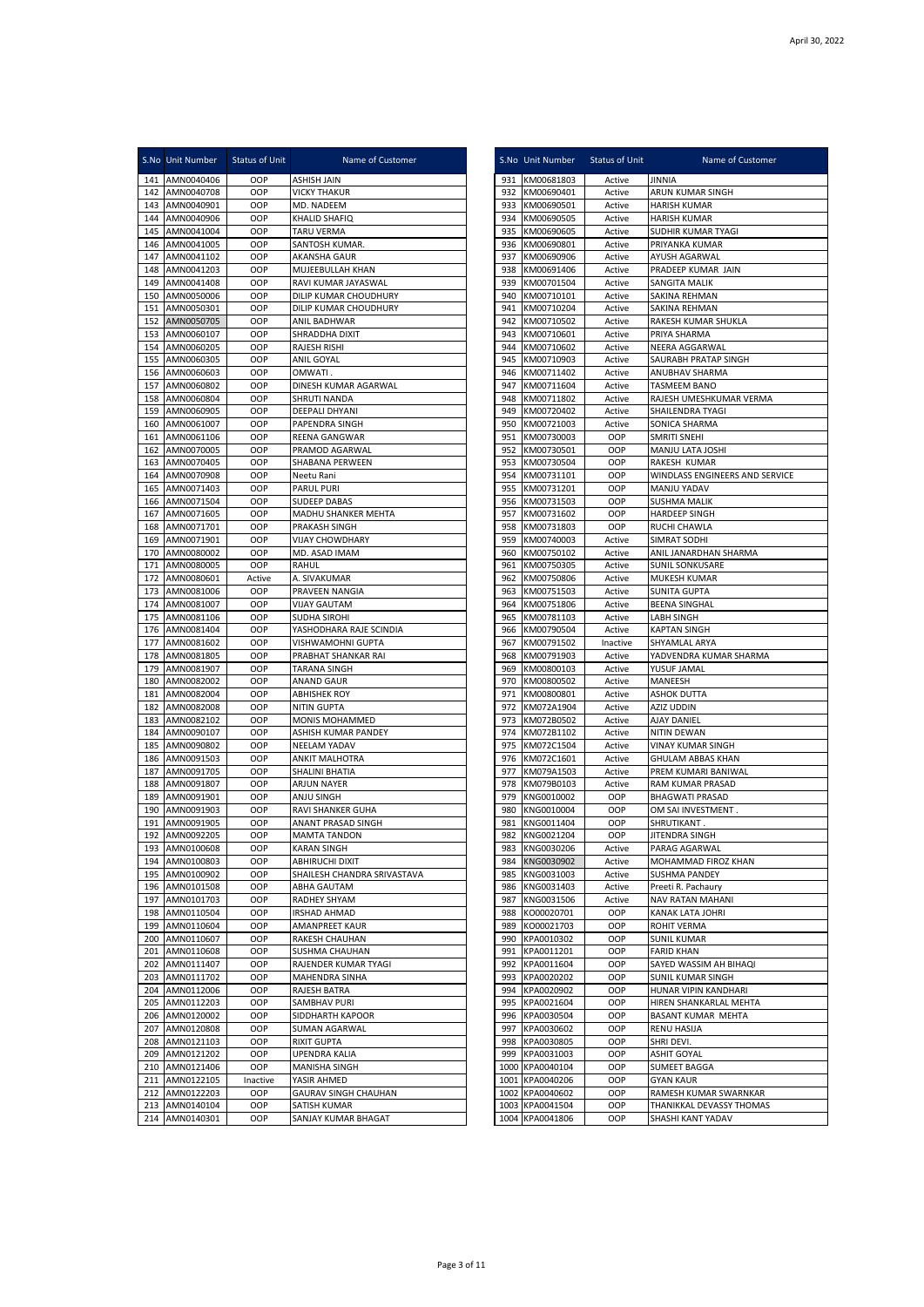April 30, 2022

| S.No | Unit Number | Status of Unit | Name of Customer |
|---|---|---|---|
| 141 | AMN0040406 | OOP | ASHISH JAIN |
| 142 | AMN0040708 | OOP | VICKY THAKUR |
| 143 | AMN0040901 | OOP | MD. NADEEM |
| 144 | AMN0040906 | OOP | KHALID SHAFIQ |
| 145 | AMN0041004 | OOP | TARU VERMA |
| 146 | AMN0041005 | OOP | SANTOSH KUMAR. |
| 147 | AMN0041102 | OOP | AKANSHA GAUR |
| 148 | AMN0041203 | OOP | MUJEEBULLAH KHAN |
| 149 | AMN0041408 | OOP | RAVI KUMAR JAYASWAL |
| 150 | AMN0050006 | OOP | DILIP KUMAR CHOUDHURY |
| 151 | AMN0050301 | OOP | DILIP KUMAR CHOUDHURY |
| 152 | AMN0050705 | OOP | ANIL BADHWAR |
| 153 | AMN0060107 | OOP | SHRADDHA DIXIT |
| 154 | AMN0060205 | OOP | RAJESH RISHI |
| 155 | AMN0060305 | OOP | ANIL GOYAL |
| 156 | AMN0060603 | OOP | OMWATI . |
| 157 | AMN0060802 | OOP | DINESH KUMAR AGARWAL |
| 158 | AMN0060804 | OOP | SHRUTI NANDA |
| 159 | AMN0060905 | OOP | DEEPALI DHYANI |
| 160 | AMN0061007 | OOP | PAPENDRA SINGH |
| 161 | AMN0061106 | OOP | REENA GANGWAR |
| 162 | AMN0070005 | OOP | PRAMOD AGARWAL |
| 163 | AMN0070405 | OOP | SHABANA PERWEEN |
| 164 | AMN0070908 | OOP | Neetu Rani |
| 165 | AMN0071403 | OOP | PARUL PURI |
| 166 | AMN0071504 | OOP | SUDEEP DABAS |
| 167 | AMN0071605 | OOP | MADHU SHANKER MEHTA |
| 168 | AMN0071701 | OOP | PRAKASH SINGH |
| 169 | AMN0071901 | OOP | VIJAY CHOWDHARY |
| 170 | AMN0080002 | OOP | MD. ASAD IMAM |
| 171 | AMN0080005 | OOP | RAHUL |
| 172 | AMN0080601 | Active | A. SIVAKUMAR |
| 173 | AMN0081006 | OOP | PRAVEEN NANGIA |
| 174 | AMN0081007 | OOP | VIJAY GAUTAM |
| 175 | AMN0081106 | OOP | SUDHA SIROHI |
| 176 | AMN0081404 | OOP | YASHODHARA RAJE SCINDIA |
| 177 | AMN0081602 | OOP | VISHWAMOHNI GUPTA |
| 178 | AMN0081805 | OOP | PRABHAT SHANKAR RAI |
| 179 | AMN0081907 | OOP | TARANA SINGH |
| 180 | AMN0082002 | OOP | ANAND GAUR |
| 181 | AMN0082004 | OOP | ABHISHEK ROY |
| 182 | AMN0082008 | OOP | NITIN GUPTA |
| 183 | AMN0082102 | OOP | MONIS MOHAMMED |
| 184 | AMN0090107 | OOP | ASHISH KUMAR PANDEY |
| 185 | AMN0090802 | OOP | NEELAM YADAV |
| 186 | AMN0091503 | OOP | ANKIT MALHOTRA |
| 187 | AMN0091705 | OOP | SHALINI BHATIA |
| 188 | AMN0091807 | OOP | ARJUN NAYER |
| 189 | AMN0091901 | OOP | ANJU SINGH |
| 190 | AMN0091903 | OOP | RAVI SHANKER GUHA |
| 191 | AMN0091905 | OOP | ANANT PRASAD SINGH |
| 192 | AMN0092205 | OOP | MAMTA TANDON |
| 193 | AMN0100608 | OOP | KARAN SINGH |
| 194 | AMN0100803 | OOP | ABHIRUCHI DIXIT |
| 195 | AMN0100902 | OOP | SHAILESH CHANDRA SRIVASTAVA |
| 196 | AMN0101508 | OOP | ABHA GAUTAM |
| 197 | AMN0101703 | OOP | RADHEY SHYAM |
| 198 | AMN0110504 | OOP | IRSHAD AHMAD |
| 199 | AMN0110604 | OOP | AMANPREET KAUR |
| 200 | AMN0110607 | OOP | RAKESH CHAUHAN |
| 201 | AMN0110608 | OOP | SUSHMA CHAUHAN |
| 202 | AMN0111407 | OOP | RAJENDER KUMAR TYAGI |
| 203 | AMN0111702 | OOP | MAHENDRA SINHA |
| 204 | AMN0112006 | OOP | RAJESH BATRA |
| 205 | AMN0112203 | OOP | SAMBHAV PURI |
| 206 | AMN0120002 | OOP | SIDDHARTH KAPOOR |
| 207 | AMN0120808 | OOP | SUMAN AGARWAL |
| 208 | AMN0121103 | OOP | RIXIT GUPTA |
| 209 | AMN0121202 | OOP | UPENDRA KALIA |
| 210 | AMN0121406 | OOP | MANISHA SINGH |
| 211 | AMN0122105 | Inactive | YASIR AHMED |
| 212 | AMN0122203 | OOP | GAURAV SINGH CHAUHAN |
| 213 | AMN0140104 | OOP | SATISH KUMAR |
| 214 | AMN0140301 | OOP | SANJAY KUMAR BHAGAT |
| 931 | KM00681803 | Active | JINNIA |
| 932 | KM00690401 | Active | ARUN KUMAR SINGH |
| 933 | KM00690501 | Active | HARISH KUMAR |
| 934 | KM00690505 | Active | HARISH KUMAR |
| 935 | KM00690605 | Active | SUDHIR KUMAR TYAGI |
| 936 | KM00690801 | Active | PRIYANKA KUMAR |
| 937 | KM00690906 | Active | AYUSH AGARWAL |
| 938 | KM00691406 | Active | PRADEEP KUMAR JAIN |
| 939 | KM00701504 | Active | SANGITA MALIK |
| 940 | KM00710101 | Active | SAKINA REHMAN |
| 941 | KM00710204 | Active | SAKINA REHMAN |
| 942 | KM00710502 | Active | RAKESH KUMAR SHUKLA |
| 943 | KM00710601 | Active | PRIYA SHARMA |
| 944 | KM00710602 | Active | NEERA AGGARWAL |
| 945 | KM00710903 | Active | SAURABH PRATAP SINGH |
| 946 | KM00711402 | Active | ANUBHAV SHARMA |
| 947 | KM00711604 | Active | TASMEEM BANO |
| 948 | KM00711802 | Active | RAJESH UMESHKUMAR VERMA |
| 949 | KM00720402 | Active | SHAILENDRA TYAGI |
| 950 | KM00721003 | Active | SONICA SHARMA |
| 951 | KM00730003 | OOP | SMRITI SNEHI |
| 952 | KM00730501 | OOP | MANJU LATA JOSHI |
| 953 | KM00730504 | OOP | RAKESH KUMAR |
| 954 | KM00731101 | OOP | WINDLASS ENGINEERS AND SERVICE |
| 955 | KM00731201 | OOP | MANJU YADAV |
| 956 | KM00731503 | OOP | SUSHMA MALIK |
| 957 | KM00731602 | OOP | HARDEEP SINGH |
| 958 | KM00731803 | OOP | RUCHI CHAWLA |
| 959 | KM00740003 | Active | SIMRAT SODHI |
| 960 | KM00750102 | Active | ANIL JANARDHAN SHARMA |
| 961 | KM00750305 | Active | SUNIL SONKUSARE |
| 962 | KM00750806 | Active | MUKESH KUMAR |
| 963 | KM00751503 | Active | SUNITA GUPTA |
| 964 | KM00751806 | Active | BEENA SINGHAL |
| 965 | KM00781103 | Active | LABH SINGH |
| 966 | KM00790504 | Active | KAPTAN SINGH |
| 967 | KM00791502 | Inactive | SHYAMLAL ARYA |
| 968 | KM00791903 | Active | YADVENDRA KUMAR SHARMA |
| 969 | KM00800103 | Active | YUSUF JAMAL |
| 970 | KM00800502 | Active | MANEESH |
| 971 | KM00800801 | Active | ASHOK DUTTA |
| 972 | KM072A1904 | Active | AZIZ UDDIN |
| 973 | KM072B0502 | Active | AJAY DANIEL |
| 974 | KM072B1102 | Active | NITIN DEWAN |
| 975 | KM072C1504 | Active | VINAY KUMAR SINGH |
| 976 | KM072C1601 | Active | GHULAM ABBAS KHAN |
| 977 | KM079A1503 | Active | PREM KUMARI BANIWAL |
| 978 | KM079B0103 | Active | RAM KUMAR PRASAD |
| 979 | KNG0010002 | OOP | BHAGWATI PRASAD |
| 980 | KNG0010004 | OOP | OM SAI INVESTMENT . |
| 981 | KNG0011404 | OOP | SHRUTIKANT . |
| 982 | KNG0021204 | OOP | JITENDRA SINGH |
| 983 | KNG0030206 | Active | PARAG AGARWAL |
| 984 | KNG0030902 | Active | MOHAMMAD FIROZ KHAN |
| 985 | KNG0031003 | Active | SUSHMA PANDEY |
| 986 | KNG0031403 | Active | Preeti R. Pachaury |
| 987 | KNG0031506 | Active | NAV RATAN MAHANI |
| 988 | KO00020701 | OOP | KANAK LATA JOHRI |
| 989 | KO00021703 | OOP | ROHIT VERMA |
| 990 | KPA0010302 | OOP | SUNIL KUMAR |
| 991 | KPA0011201 | OOP | FARID KHAN |
| 992 | KPA0011604 | OOP | SAYED WASSIM AH BIHAQI |
| 993 | KPA0020202 | OOP | SUNIL KUMAR SINGH |
| 994 | KPA0020902 | OOP | HUNAR VIPIN KANDHARI |
| 995 | KPA0021604 | OOP | HIREN SHANKARLAL MEHTA |
| 996 | KPA0030504 | OOP | BASANT KUMAR MEHTA |
| 997 | KPA0030602 | OOP | RENU HASIJA |
| 998 | KPA0030805 | OOP | SHRI DEVI. |
| 999 | KPA0031003 | OOP | ASHIT GOYAL |
| 1000 | KPA0040104 | OOP | SUMEET BAGGA |
| 1001 | KPA0040206 | OOP | GYAN KAUR |
| 1002 | KPA0040602 | OOP | RAMESH KUMAR SWARNKAR |
| 1003 | KPA0041504 | OOP | THANIKKAL DEVASSY THOMAS |
| 1004 | KPA0041806 | OOP | SHASHI KANT YADAV |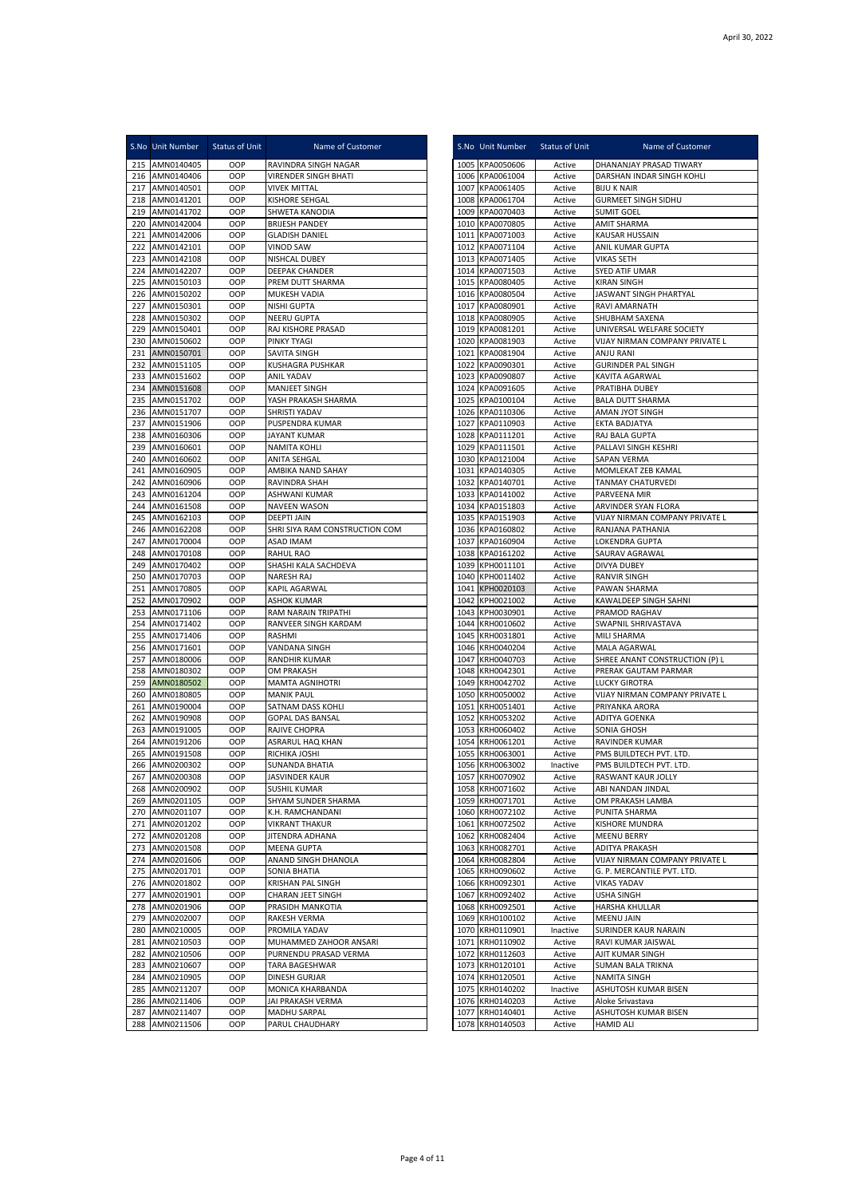April 30, 2022

| S.No | Unit Number | Status of Unit | Name of Customer |
|---|---|---|---|
| 215 | AMN0140405 | OOP | RAVINDRA SINGH NAGAR |
| 216 | AMN0140406 | OOP | VIRENDER SINGH BHATI |
| 217 | AMN0140501 | OOP | VIVEK MITTAL |
| 218 | AMN0141201 | OOP | KISHORE SEHGAL |
| 219 | AMN0141702 | OOP | SHWETA KANODIA |
| 220 | AMN0142004 | OOP | BRIJESH PANDEY |
| 221 | AMN0142006 | OOP | GLADISH DANIEL |
| 222 | AMN0142101 | OOP | VINOD SAW |
| 223 | AMN0142108 | OOP | NISHCAL DUBEY |
| 224 | AMN0142207 | OOP | DEEPAK CHANDER |
| 225 | AMN0150103 | OOP | PREM DUTT SHARMA |
| 226 | AMN0150202 | OOP | MUKESH VADIA |
| 227 | AMN0150301 | OOP | NISHI GUPTA |
| 228 | AMN0150302 | OOP | NEERU GUPTA |
| 229 | AMN0150401 | OOP | RAJ KISHORE PRASAD |
| 230 | AMN0150602 | OOP | PINKY TYAGI |
| 231 | AMN0150701 | OOP | SAVITA SINGH |
| 232 | AMN0151105 | OOP | KUSHAGRA PUSHKAR |
| 233 | AMN0151602 | OOP | ANIL YADAV |
| 234 | AMN0151608 | OOP | MANJEET SINGH |
| 235 | AMN0151702 | OOP | YASH PRAKASH SHARMA |
| 236 | AMN0151707 | OOP | SHRISTI YADAV |
| 237 | AMN0151906 | OOP | PUSPENDRA KUMAR |
| 238 | AMN0160306 | OOP | JAYANT KUMAR |
| 239 | AMN0160601 | OOP | NAMITA KOHLI |
| 240 | AMN0160602 | OOP | ANITA SEHGAL |
| 241 | AMN0160905 | OOP | AMBIKA NAND SAHAY |
| 242 | AMN0160906 | OOP | RAVINDRA SHAH |
| 243 | AMN0161204 | OOP | ASHWANI KUMAR |
| 244 | AMN0161508 | OOP | NAVEEN WASON |
| 245 | AMN0162103 | OOP | DEEPTI JAIN |
| 246 | AMN0162208 | OOP | SHRI SIYA RAM CONSTRUCTION COM |
| 247 | AMN0170004 | OOP | ASAD IMAM |
| 248 | AMN0170108 | OOP | RAHUL RAO |
| 249 | AMN0170402 | OOP | SHASHI KALA SACHDEVA |
| 250 | AMN0170703 | OOP | NARESH RAJ |
| 251 | AMN0170805 | OOP | KAPIL AGARWAL |
| 252 | AMN0170902 | OOP | ASHOK KUMAR |
| 253 | AMN0171106 | OOP | RAM NARAIN TRIPATHI |
| 254 | AMN0171402 | OOP | RANVEER SINGH KARDAM |
| 255 | AMN0171406 | OOP | RASHMI |
| 256 | AMN0171601 | OOP | VANDANA SINGH |
| 257 | AMN0180006 | OOP | RANDHIR KUMAR |
| 258 | AMN0180302 | OOP | OM PRAKASH |
| 259 | AMN0180502 | OOP | MAMTA AGNIHOTRI |
| 260 | AMN0180805 | OOP | MANIK PAUL |
| 261 | AMN0190004 | OOP | SATNAM DASS KOHLI |
| 262 | AMN0190908 | OOP | GOPAL DAS BANSAL |
| 263 | AMN0191005 | OOP | RAJIVE CHOPRA |
| 264 | AMN0191206 | OOP | ASRARUL HAQ KHAN |
| 265 | AMN0191508 | OOP | RICHIKA JOSHI |
| 266 | AMN0200302 | OOP | SUNANDA BHATIA |
| 267 | AMN0200308 | OOP | JASVINDER KAUR |
| 268 | AMN0200902 | OOP | SUSHIL KUMAR |
| 269 | AMN0201105 | OOP | SHYAM SUNDER SHARMA |
| 270 | AMN0201107 | OOP | K.H. RAMCHANDANI |
| 271 | AMN0201202 | OOP | VIKRANT THAKUR |
| 272 | AMN0201208 | OOP | JITENDRA ADHANA |
| 273 | AMN0201508 | OOP | MEENA GUPTA |
| 274 | AMN0201606 | OOP | ANAND SINGH DHANOLA |
| 275 | AMN0201701 | OOP | SONIA BHATIA |
| 276 | AMN0201802 | OOP | KRISHAN PAL SINGH |
| 277 | AMN0201901 | OOP | CHARAN JEET SINGH |
| 278 | AMN0201906 | OOP | PRASIDH MANKOTIA |
| 279 | AMN0202007 | OOP | RAKESH VERMA |
| 280 | AMN0210005 | OOP | PROMILA YADAV |
| 281 | AMN0210503 | OOP | MUHAMMED ZAHOOR ANSARI |
| 282 | AMN0210506 | OOP | PURNENDU PRASAD VERMA |
| 283 | AMN0210607 | OOP | TARA BAGESHWAR |
| 284 | AMN0210905 | OOP | DINESH GURJAR |
| 285 | AMN0211207 | OOP | MONICA KHARBANDA |
| 286 | AMN0211406 | OOP | JAI PRAKASH VERMA |
| 287 | AMN0211407 | OOP | MADHU SARPAL |
| 288 | AMN0211506 | OOP | PARUL CHAUDHARY |
| 1005 | KPA0050606 | Active | DHANANJAY PRASAD TIWARY |
| 1006 | KPA0061004 | Active | DARSHAN INDAR SINGH KOHLI |
| 1007 | KPA0061405 | Active | BIJU K NAIR |
| 1008 | KPA0061704 | Active | GURMEET SINGH SIDHU |
| 1009 | KPA0070403 | Active | SUMIT GOEL |
| 1010 | KPA0070805 | Active | AMIT SHARMA |
| 1011 | KPA0071003 | Active | KAUSAR HUSSAIN |
| 1012 | KPA0071104 | Active | ANIL KUMAR GUPTA |
| 1013 | KPA0071405 | Active | VIKAS SETH |
| 1014 | KPA0071503 | Active | SYED ATIF UMAR |
| 1015 | KPA0080405 | Active | KIRAN SINGH |
| 1016 | KPA0080504 | Active | JASWANT SINGH PHARTYAL |
| 1017 | KPA0080901 | Active | RAVI AMARNATH |
| 1018 | KPA0080905 | Active | SHUBHAM SAXENA |
| 1019 | KPA0081201 | Active | UNIVERSAL WELFARE SOCIETY |
| 1020 | KPA0081903 | Active | VIJAY NIRMAN COMPANY PRIVATE L |
| 1021 | KPA0081904 | Active | ANJU RANI |
| 1022 | KPA0090301 | Active | GURINDER PAL SINGH |
| 1023 | KPA0090807 | Active | KAVITA AGARWAL |
| 1024 | KPA0091605 | Active | PRATIBHA DUBEY |
| 1025 | KPA0100104 | Active | BALA DUTT SHARMA |
| 1026 | KPA0110306 | Active | AMAN JYOT SINGH |
| 1027 | KPA0110903 | Active | EKTA BADJATYA |
| 1028 | KPA0111201 | Active | RAJ BALA GUPTA |
| 1029 | KPA0111501 | Active | PALLAVI SINGH KESHRI |
| 1030 | KPA0121004 | Active | SAPAN VERMA |
| 1031 | KPA0140305 | Active | MOMLEKAT ZEB KAMAL |
| 1032 | KPA0140701 | Active | TANMAY CHATURVEDI |
| 1033 | KPA0141002 | Active | PARVEENA MIR |
| 1034 | KPA0151803 | Active | ARVINDER SYAN FLORA |
| 1035 | KPA0151903 | Active | VIJAY NIRMAN COMPANY PRIVATE L |
| 1036 | KPA0160802 | Active | RANJANA PATHANIA |
| 1037 | KPA0160904 | Active | LOKENDRA GUPTA |
| 1038 | KPA0161202 | Active | SAURAV AGRAWAL |
| 1039 | KPH0011101 | Active | DIVYA DUBEY |
| 1040 | KPH0011402 | Active | RANVIR SINGH |
| 1041 | KPH0020103 | Active | PAWAN SHARMA |
| 1042 | KPH0021002 | Active | KAWALDEEP SINGH SAHNI |
| 1043 | KPH0030901 | Active | PRAMOD RAGHAV |
| 1044 | KRH0010602 | Active | SWAPNIL SHRIVASTAVA |
| 1045 | KRH0031801 | Active | MILI SHARMA |
| 1046 | KRH0040204 | Active | MALA AGARWAL |
| 1047 | KRH0040703 | Active | SHREE ANANT CONSTRUCTION (P) L |
| 1048 | KRH0042301 | Active | PRERAK GAUTAM PARMAR |
| 1049 | KRH0042702 | Active | LUCKY GIROTRA |
| 1050 | KRH0050002 | Active | VIJAY NIRMAN COMPANY PRIVATE L |
| 1051 | KRH0051401 | Active | PRIYANKA ARORA |
| 1052 | KRH0053202 | Active | ADITYA GOENKA |
| 1053 | KRH0060402 | Active | SONIA GHOSH |
| 1054 | KRH0061201 | Active | RAVINDER KUMAR |
| 1055 | KRH0063001 | Active | PMS BUILDTECH PVT. LTD. |
| 1056 | KRH0063002 | Inactive | PMS BUILDTECH PVT. LTD. |
| 1057 | KRH0070902 | Active | RASWANT KAUR JOLLY |
| 1058 | KRH0071602 | Active | ABI NANDAN JINDAL |
| 1059 | KRH0071701 | Active | OM PRAKASH LAMBA |
| 1060 | KRH0072102 | Active | PUNITA SHARMA |
| 1061 | KRH0072502 | Active | KISHORE MUNDRA |
| 1062 | KRH0082404 | Active | MEENU BERRY |
| 1063 | KRH0082701 | Active | ADITYA PRAKASH |
| 1064 | KRH0082804 | Active | VIJAY NIRMAN COMPANY PRIVATE L |
| 1065 | KRH0090602 | Active | G. P. MERCANTILE PVT. LTD. |
| 1066 | KRH0092301 | Active | VIKAS YADAV |
| 1067 | KRH0092402 | Active | USHA SINGH |
| 1068 | KRH0092501 | Active | HARSHA KHULLAR |
| 1069 | KRH0100102 | Active | MEENU JAIN |
| 1070 | KRH0110901 | Inactive | SURINDER KAUR NARAIN |
| 1071 | KRH0110902 | Active | RAVI KUMAR JAISWAL |
| 1072 | KRH0112603 | Active | AJIT KUMAR SINGH |
| 1073 | KRH0120101 | Active | SUMAN BALA TRIKNA |
| 1074 | KRH0120501 | Active | NAMITA SINGH |
| 1075 | KRH0140202 | Inactive | ASHUTOSH KUMAR BISEN |
| 1076 | KRH0140203 | Active | Aloke Srivastava |
| 1077 | KRH0140401 | Active | ASHUTOSH KUMAR BISEN |
| 1078 | KRH0140503 | Active | HAMID ALI |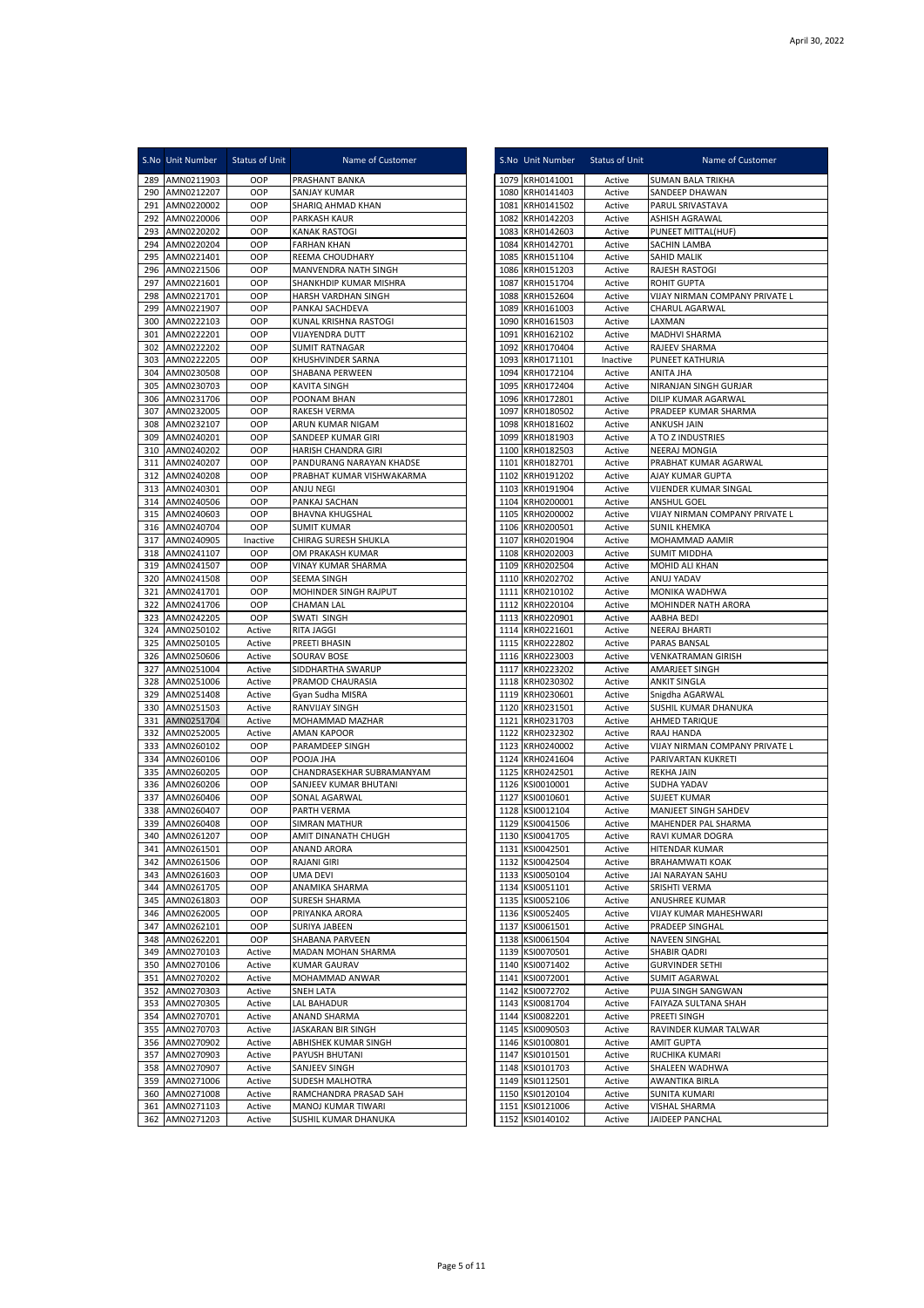April 30, 2022

| S.No | Unit Number | Status of Unit | Name of Customer |
|---|---|---|---|
| 289 | AMN0211903 | OOP | PRASHANT BANKA |
| 290 | AMN0212207 | OOP | SANJAY KUMAR |
| 291 | AMN0220002 | OOP | SHARIQ AHMAD KHAN |
| 292 | AMN0220006 | OOP | PARKASH KAUR |
| 293 | AMN0220202 | OOP | KANAK RASTOGI |
| 294 | AMN0220204 | OOP | FARHAN KHAN |
| 295 | AMN0221401 | OOP | REEMA CHOUDHARY |
| 296 | AMN0221506 | OOP | MANVENDRA NATH SINGH |
| 297 | AMN0221601 | OOP | SHANKHDIP KUMAR MISHRA |
| 298 | AMN0221701 | OOP | HARSH VARDHAN SINGH |
| 299 | AMN0221907 | OOP | PANKAJ SACHDEVA |
| 300 | AMN0222103 | OOP | KUNAL KRISHNA RASTOGI |
| 301 | AMN0222201 | OOP | VIJAYENDRA DUTT |
| 302 | AMN0222202 | OOP | SUMIT RATNAGAR |
| 303 | AMN0222205 | OOP | KHUSHVINDER SARNA |
| 304 | AMN0230508 | OOP | SHABANA PERWEEN |
| 305 | AMN0230703 | OOP | KAVITA SINGH |
| 306 | AMN0231706 | OOP | POONAM BHAN |
| 307 | AMN0232005 | OOP | RAKESH VERMA |
| 308 | AMN0232107 | OOP | ARUN KUMAR NIGAM |
| 309 | AMN0240201 | OOP | SANDEEP KUMAR GIRI |
| 310 | AMN0240202 | OOP | HARISH CHANDRA GIRI |
| 311 | AMN0240207 | OOP | PANDURANG NARAYAN KHADSE |
| 312 | AMN0240208 | OOP | PRABHAT KUMAR VISHWAKARMA |
| 313 | AMN0240301 | OOP | ANJU NEGI |
| 314 | AMN0240506 | OOP | PANKAJ SACHAN |
| 315 | AMN0240603 | OOP | BHAVNA KHUGSHAL |
| 316 | AMN0240704 | OOP | SUMIT KUMAR |
| 317 | AMN0240905 | Inactive | CHIRAG SURESH SHUKLA |
| 318 | AMN0241107 | OOP | OM PRAKASH KUMAR |
| 319 | AMN0241507 | OOP | VINAY KUMAR SHARMA |
| 320 | AMN0241508 | OOP | SEEMA SINGH |
| 321 | AMN0241701 | OOP | MOHINDER SINGH RAJPUT |
| 322 | AMN0241706 | OOP | CHAMAN LAL |
| 323 | AMN0242205 | OOP | SWATI SINGH |
| 324 | AMN0250102 | Active | RITA JAGGI |
| 325 | AMN0250105 | Active | PREETI BHASIN |
| 326 | AMN0250606 | Active | SOURAV BOSE |
| 327 | AMN0251004 | Active | SIDDHARTHA SWARUP |
| 328 | AMN0251006 | Active | PRAMOD CHAURASIA |
| 329 | AMN0251408 | Active | Gyan Sudha MISRA |
| 330 | AMN0251503 | Active | RANVIJAY SINGH |
| 331 | AMN0251704 | Active | MOHAMMAD MAZHAR |
| 332 | AMN0252005 | Active | AMAN KAPOOR |
| 333 | AMN0260102 | OOP | PARAMDEEP SINGH |
| 334 | AMN0260106 | OOP | POOJA JHA |
| 335 | AMN0260205 | OOP | CHANDRASEKHAR SUBRAMANYAM |
| 336 | AMN0260206 | OOP | SANJEEV KUMAR BHUTANI |
| 337 | AMN0260406 | OOP | SONAL AGARWAL |
| 338 | AMN0260407 | OOP | PARTH VERMA |
| 339 | AMN0260408 | OOP | SIMRAN MATHUR |
| 340 | AMN0261207 | OOP | AMIT DINANATH CHUGH |
| 341 | AMN0261501 | OOP | ANAND ARORA |
| 342 | AMN0261506 | OOP | RAJANI GIRI |
| 343 | AMN0261603 | OOP | UMA DEVI |
| 344 | AMN0261705 | OOP | ANAMIKA SHARMA |
| 345 | AMN0261803 | OOP | SURESH SHARMA |
| 346 | AMN0262005 | OOP | PRIYANKA ARORA |
| 347 | AMN0262101 | OOP | SURIYA JABEEN |
| 348 | AMN0262201 | OOP | SHABANA PARVEEN |
| 349 | AMN0270103 | Active | MADAN MOHAN SHARMA |
| 350 | AMN0270106 | Active | KUMAR GAURAV |
| 351 | AMN0270202 | Active | MOHAMMAD ANWAR |
| 352 | AMN0270303 | Active | SNEH LATA |
| 353 | AMN0270305 | Active | LAL BAHADUR |
| 354 | AMN0270701 | Active | ANAND SHARMA |
| 355 | AMN0270703 | Active | JASKARAN BIR SINGH |
| 356 | AMN0270902 | Active | ABHISHEK KUMAR SINGH |
| 357 | AMN0270903 | Active | PAYUSH BHUTANI |
| 358 | AMN0270907 | Active | SANJEEV SINGH |
| 359 | AMN0271006 | Active | SUDESH MALHOTRA |
| 360 | AMN0271008 | Active | RAMCHANDRA PRASAD SAH |
| 361 | AMN0271103 | Active | MANOJ KUMAR TIWARI |
| 362 | AMN0271203 | Active | SUSHIL KUMAR DHANUKA |

| S.No | Unit Number | Status of Unit | Name of Customer |
|---|---|---|---|
| 1079 | KRH0141001 | Active | SUMAN BALA TRIKHA |
| 1080 | KRH0141403 | Active | SANDEEP DHAWAN |
| 1081 | KRH0141502 | Active | PARUL SRIVASTAVA |
| 1082 | KRH0142203 | Active | ASHISH AGRAWAL |
| 1083 | KRH0142603 | Active | PUNEET MITTAL(HUF) |
| 1084 | KRH0142701 | Active | SACHIN LAMBA |
| 1085 | KRH0151104 | Active | SAHID MALIK |
| 1086 | KRH0151203 | Active | RAJESH RASTOGI |
| 1087 | KRH0151704 | Active | ROHIT GUPTA |
| 1088 | KRH0152604 | Active | VIJAY NIRMAN COMPANY PRIVATE L |
| 1089 | KRH0161003 | Active | CHARUL AGARWAL |
| 1090 | KRH0161503 | Active | LAXMAN |
| 1091 | KRH0162102 | Active | MADHVI SHARMA |
| 1092 | KRH0170404 | Active | RAJEEV SHARMA |
| 1093 | KRH0171101 | Inactive | PUNEET KATHURIA |
| 1094 | KRH0172104 | Active | ANITA JHA |
| 1095 | KRH0172404 | Active | NIRANJAN SINGH GURJAR |
| 1096 | KRH0172801 | Active | DILIP KUMAR AGARWAL |
| 1097 | KRH0180502 | Active | PRADEEP KUMAR SHARMA |
| 1098 | KRH0181602 | Active | ANKUSH JAIN |
| 1099 | KRH0181903 | Active | A TO Z INDUSTRIES |
| 1100 | KRH0182503 | Active | NEERAJ MONGIA |
| 1101 | KRH0182701 | Active | PRABHAT KUMAR AGARWAL |
| 1102 | KRH0191202 | Active | AJAY KUMAR GUPTA |
| 1103 | KRH0191904 | Active | VIJENDER KUMAR SINGAL |
| 1104 | KRH0200001 | Active | ANSHUL GOEL |
| 1105 | KRH0200002 | Active | VIJAY NIRMAN COMPANY PRIVATE L |
| 1106 | KRH0200501 | Active | SUNIL KHEMKA |
| 1107 | KRH0201904 | Active | MOHAMMAD AAMIR |
| 1108 | KRH0202003 | Active | SUMIT MIDDHA |
| 1109 | KRH0202504 | Active | MOHID ALI KHAN |
| 1110 | KRH0202702 | Active | ANUJ YADAV |
| 1111 | KRH0210102 | Active | MONIKA WADHWA |
| 1112 | KRH0220104 | Active | MOHINDER NATH ARORA |
| 1113 | KRH0220901 | Active | AABHA BEDI |
| 1114 | KRH0221601 | Active | NEERAJ BHARTI |
| 1115 | KRH0222802 | Active | PARAS BANSAL |
| 1116 | KRH0223003 | Active | VENKATRAMAN GIRISH |
| 1117 | KRH0223202 | Active | AMARJEET SINGH |
| 1118 | KRH0230302 | Active | ANKIT SINGLA |
| 1119 | KRH0230601 | Active | Snigdha AGARWAL |
| 1120 | KRH0231501 | Active | SUSHIL KUMAR DHANUKA |
| 1121 | KRH0231703 | Active | AHMED TARIQUE |
| 1122 | KRH0232302 | Active | RAAJ HANDA |
| 1123 | KRH0240002 | Active | VIJAY NIRMAN COMPANY PRIVATE L |
| 1124 | KRH0241604 | Active | PARIVARTAN KUKRETI |
| 1125 | KRH0242501 | Active | REKHA JAIN |
| 1126 | KSI0010001 | Active | SUDHA YADAV |
| 1127 | KSI0010601 | Active | SUJEET KUMAR |
| 1128 | KSI0012104 | Active | MANJEET SINGH SAHDEV |
| 1129 | KSI0041506 | Active | MAHENDER PAL SHARMA |
| 1130 | KSI0041705 | Active | RAVI KUMAR DOGRA |
| 1131 | KSI0042501 | Active | HITENDAR KUMAR |
| 1132 | KSI0042504 | Active | BRAHAMWATI KOAK |
| 1133 | KSI0050104 | Active | JAI NARAYAN SAHU |
| 1134 | KSI0051101 | Active | SRISHTI VERMA |
| 1135 | KSI0052106 | Active | ANUSHREE KUMAR |
| 1136 | KSI0052405 | Active | VIJAY KUMAR MAHESHWARI |
| 1137 | KSI0061501 | Active | PRADEEP SINGHAL |
| 1138 | KSI0061504 | Active | NAVEEN SINGHAL |
| 1139 | KSI0070501 | Active | SHABIR QADRI |
| 1140 | KSI0071402 | Active | GURVINDER SETHI |
| 1141 | KSI0072001 | Active | SUMIT AGARWAL |
| 1142 | KSI0072702 | Active | PUJA SINGH SANGWAN |
| 1143 | KSI0081704 | Active | FAIYAZA SULTANA SHAH |
| 1144 | KSI0082201 | Active | PREETI SINGH |
| 1145 | KSI0090503 | Active | RAVINDER KUMAR TALWAR |
| 1146 | KSI0100801 | Active | AMIT GUPTA |
| 1147 | KSI0101501 | Active | RUCHIKA KUMARI |
| 1148 | KSI0101703 | Active | SHALEEN WADHWA |
| 1149 | KSI0112501 | Active | AWANTIKA BIRLA |
| 1150 | KSI0120104 | Active | SUNITA KUMARI |
| 1151 | KSI0121006 | Active | VISHAL SHARMA |
| 1152 | KSI0140102 | Active | JAIDEEP PANCHAL |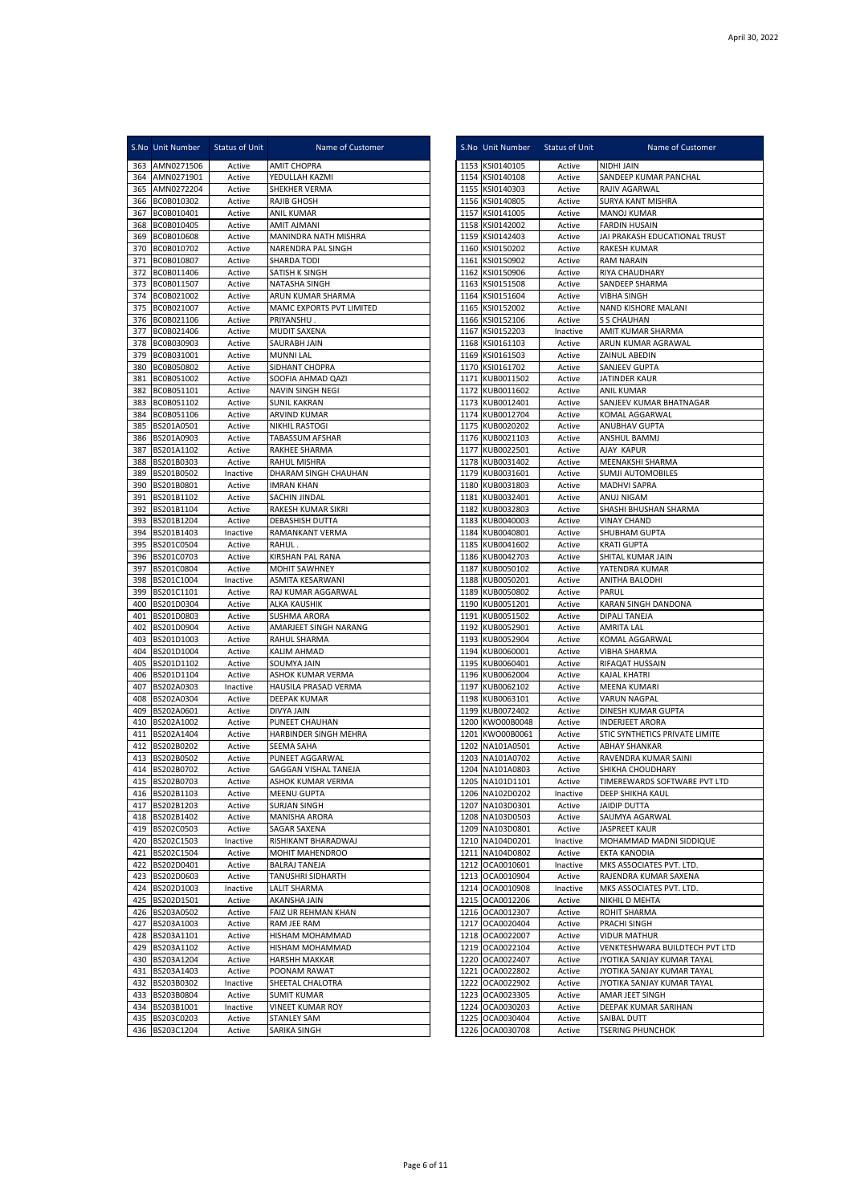April 30, 2022

| S.No | Unit Number | Status of Unit | Name of Customer |
|---|---|---|---|
| 363 | AMN0271506 | Active | AMIT CHOPRA |
| 364 | AMN0271901 | Active | YEDULLAH KAZMI |
| 365 | AMN0272204 | Active | SHEKHER VERMA |
| 366 | BC0B010302 | Active | RAJIB GHOSH |
| 367 | BC0B010401 | Active | ANIL KUMAR |
| 368 | BC0B010405 | Active | AMIT AJMANI |
| 369 | BC0B010608 | Active | MANINDRA NATH MISHRA |
| 370 | BC0B010702 | Active | NARENDRA PAL SINGH |
| 371 | BC0B010807 | Active | SHARDA TODI |
| 372 | BC0B011406 | Active | SATISH K SINGH |
| 373 | BC0B011507 | Active | NATASHA SINGH |
| 374 | BC0B021002 | Active | ARUN KUMAR SHARMA |
| 375 | BC0B021007 | Active | MAMC EXPORTS PVT LIMITED |
| 376 | BC0B021106 | Active | PRIYANSHU . |
| 377 | BC0B021406 | Active | MUDIT SAXENA |
| 378 | BC0B030903 | Active | SAURABH JAIN |
| 379 | BC0B031001 | Active | MUNNI LAL |
| 380 | BC0B050802 | Active | SIDHANT CHOPRA |
| 381 | BC0B051002 | Active | SOOFIA AHMAD QAZI |
| 382 | BC0B051101 | Active | NAVIN SINGH NEGI |
| 383 | BC0B051102 | Active | SUNIL KAKRAN |
| 384 | BC0B051106 | Active | ARVIND KUMAR |
| 385 | BS201A0501 | Active | NIKHIL RASTOGI |
| 386 | BS201A0903 | Active | TABASSUM AFSHAR |
| 387 | BS201A1102 | Active | RAKHEE SHARMA |
| 388 | BS201B0303 | Active | RAHUL MISHRA |
| 389 | BS201B0502 | Inactive | DHARAM SINGH CHAUHAN |
| 390 | BS201B0801 | Active | IMRAN KHAN |
| 391 | BS201B1102 | Active | SACHIN JINDAL |
| 392 | BS201B1104 | Active | RAKESH KUMAR SIKRI |
| 393 | BS201B1204 | Active | DEBASHISH DUTTA |
| 394 | BS201B1403 | Inactive | RAMANKANT VERMA |
| 395 | BS201C0504 | Active | RAHUL . |
| 396 | BS201C0703 | Active | KIRSHAN PAL RANA |
| 397 | BS201C0804 | Active | MOHIT SAWHNEY |
| 398 | BS201C1004 | Inactive | ASMITA KESARWANI |
| 399 | BS201C1101 | Active | RAJ KUMAR AGGARWAL |
| 400 | BS201D0304 | Active | ALKA KAUSHIK |
| 401 | BS201D0803 | Active | SUSHMA ARORA |
| 402 | BS201D0904 | Active | AMARJEET SINGH NARANG |
| 403 | BS201D1003 | Active | RAHUL SHARMA |
| 404 | BS201D1004 | Active | KALIM AHMAD |
| 405 | BS201D1102 | Active | SOUMYA JAIN |
| 406 | BS201D1104 | Active | ASHOK KUMAR VERMA |
| 407 | BS202A0303 | Inactive | HAUSILA PRASAD VERMA |
| 408 | BS202A0304 | Active | DEEPAK KUMAR |
| 409 | BS202A0601 | Active | DIVYA JAIN |
| 410 | BS202A1002 | Active | PUNEET CHAUHAN |
| 411 | BS202A1404 | Active | HARBINDER SINGH MEHRA |
| 412 | BS202B0202 | Active | SEEMA SAHA |
| 413 | BS202B0502 | Active | PUNEET AGGARWAL |
| 414 | BS202B0702 | Active | GAGGAN VISHAL TANEJA |
| 415 | BS202B0703 | Active | ASHOK KUMAR VERMA |
| 416 | BS202B1103 | Active | MEENU GUPTA |
| 417 | BS202B1203 | Active | SURJAN SINGH |
| 418 | BS202B1402 | Active | MANISHA ARORA |
| 419 | BS202C0503 | Active | SAGAR SAXENA |
| 420 | BS202C1503 | Inactive | RISHIKANT BHARADWAJ |
| 421 | BS202C1504 | Active | MOHIT MAHENDROO |
| 422 | BS202D0401 | Active | BALRAJ TANEJA |
| 423 | BS202D0603 | Active | TANUSHRI SIDHARTH |
| 424 | BS202D1003 | Inactive | LALIT SHARMA |
| 425 | BS202D1501 | Active | AKANSHA JAIN |
| 426 | BS203A0502 | Active | FAIZ UR REHMAN KHAN |
| 427 | BS203A1003 | Active | RAM JEE RAM |
| 428 | BS203A1101 | Active | HISHAM MOHAMMAD |
| 429 | BS203A1102 | Active | HISHAM MOHAMMAD |
| 430 | BS203A1204 | Active | HARSHH MAKKAR |
| 431 | BS203A1403 | Active | POONAM RAWAT |
| 432 | BS203B0302 | Inactive | SHEETAL CHALOTRA |
| 433 | BS203B0804 | Active | SUMIT KUMAR |
| 434 | BS203B1001 | Inactive | VINEET KUMAR ROY |
| 435 | BS203C0203 | Active | STANLEY SAM |
| 436 | BS203C1204 | Active | SARIKA SINGH |

| S.No | Unit Number | Status of Unit | Name of Customer |
|---|---|---|---|
| 1153 | KSI0140105 | Active | NIDHI JAIN |
| 1154 | KSI0140108 | Active | SANDEEP KUMAR PANCHAL |
| 1155 | KSI0140303 | Active | RAJIV AGARWAL |
| 1156 | KSI0140805 | Active | SURYA KANT MISHRA |
| 1157 | KSI0141005 | Active | MANOJ KUMAR |
| 1158 | KSI0142002 | Active | FARDIN HUSAIN |
| 1159 | KSI0142403 | Active | JAI PRAKASH EDUCATIONAL TRUST |
| 1160 | KSI0150202 | Active | RAKESH KUMAR |
| 1161 | KSI0150902 | Active | RAM NARAIN |
| 1162 | KSI0150906 | Active | RIYA CHAUDHARY |
| 1163 | KSI0151508 | Active | SANDEEP SHARMA |
| 1164 | KSI0151604 | Active | VIBHA SINGH |
| 1165 | KSI0152002 | Active | NAND KISHORE MALANI |
| 1166 | KSI0152106 | Active | S S CHAUHAN |
| 1167 | KSI0152203 | Inactive | AMIT KUMAR SHARMA |
| 1168 | KSI0161103 | Active | ARUN KUMAR AGRAWAL |
| 1169 | KSI0161503 | Active | ZAINUL ABEDIN |
| 1170 | KSI0161702 | Active | SANJEEV GUPTA |
| 1171 | KUB0011502 | Active | JATINDER KAUR |
| 1172 | KUB0011602 | Active | ANIL KUMAR |
| 1173 | KUB0012401 | Active | SANJEEV KUMAR BHATNAGAR |
| 1174 | KUB0012704 | Active | KOMAL AGGARWAL |
| 1175 | KUB0020202 | Active | ANUBHAV GUPTA |
| 1176 | KUB0021103 | Active | ANSHUL BAMMJ |
| 1177 | KUB0022501 | Active | AJAY KAPUR |
| 1178 | KUB0031402 | Active | MEENAKSHI SHARMA |
| 1179 | KUB0031601 | Active | SUMJI AUTOMOBILES |
| 1180 | KUB0031803 | Active | MADHVI SAPRA |
| 1181 | KUB0032401 | Active | ANUJ NIGAM |
| 1182 | KUB0032803 | Active | SHASHI BHUSHAN SHARMA |
| 1183 | KUB0040003 | Active | VINAY CHAND |
| 1184 | KUB0040801 | Active | SHUBHAM GUPTA |
| 1185 | KUB0041602 | Active | KRATI GUPTA |
| 1186 | KUB0042703 | Active | SHITAL KUMAR JAIN |
| 1187 | KUB0050102 | Active | YATENDRA KUMAR |
| 1188 | KUB0050201 | Active | ANITHA BALODHI |
| 1189 | KUB0050802 | Active | PARUL |
| 1190 | KUB0051201 | Active | KARAN SINGH DANDONA |
| 1191 | KUB0051502 | Active | DIPALI TANEJA |
| 1192 | KUB0052901 | Active | AMRITA LAL |
| 1193 | KUB0052904 | Active | KOMAL AGGARWAL |
| 1194 | KUB0060001 | Active | VIBHA SHARMA |
| 1195 | KUB0060401 | Active | RIFAQAT HUSSAIN |
| 1196 | KUB0062004 | Active | KAJAL KHATRI |
| 1197 | KUB0062102 | Active | MEENA KUMARI |
| 1198 | KUB0063101 | Active | VARUN NAGPAL |
| 1199 | KUB0072402 | Active | DINESH KUMAR GUPTA |
| 1200 | KWO00B0048 | Active | INDERJEET ARORA |
| 1201 | KWO00B0061 | Active | STIC SYNTHETICS PRIVATE LIMITE |
| 1202 | NA101A0501 | Active | ABHAY SHANKAR |
| 1203 | NA101A0702 | Active | RAVENDRA KUMAR SAINI |
| 1204 | NA101A0803 | Active | SHIKHA CHOUDHARY |
| 1205 | NA101D1101 | Active | TIMEREWARDS SOFTWARE PVT LTD |
| 1206 | NA102D0202 | Inactive | DEEP SHIKHA KAUL |
| 1207 | NA103D0301 | Active | JAIDIP DUTTA |
| 1208 | NA103D0503 | Active | SAUMYA AGARWAL |
| 1209 | NA103D0801 | Active | JASPREET KAUR |
| 1210 | NA104D0201 | Inactive | MOHAMMAD MADNI SIDDIQUE |
| 1211 | NA104D0802 | Active | EKTA KANODIA |
| 1212 | OCA0010601 | Inactive | MKS ASSOCIATES PVT. LTD. |
| 1213 | OCA0010904 | Active | RAJENDRA KUMAR SAXENA |
| 1214 | OCA0010908 | Inactive | MKS ASSOCIATES PVT. LTD. |
| 1215 | OCA0012206 | Active | NIKHIL D MEHTA |
| 1216 | OCA0012307 | Active | ROHIT SHARMA |
| 1217 | OCA0020404 | Active | PRACHI SINGH |
| 1218 | OCA0022007 | Active | VIDUR MATHUR |
| 1219 | OCA0022104 | Active | VENKTESHWARA BUILDTECH PVT LTD |
| 1220 | OCA0022407 | Active | JYOTIKA SANJAY KUMAR TAYAL |
| 1221 | OCA0022802 | Active | JYOTIKA SANJAY KUMAR TAYAL |
| 1222 | OCA0022902 | Active | JYOTIKA SANJAY KUMAR TAYAL |
| 1223 | OCA0023305 | Active | AMAR JEET SINGH |
| 1224 | OCA0030203 | Active | DEEPAK KUMAR SARIHAN |
| 1225 | OCA0030404 | Active | SAIBAL DUTT |
| 1226 | OCA0030708 | Active | TSERING PHUNCHOK |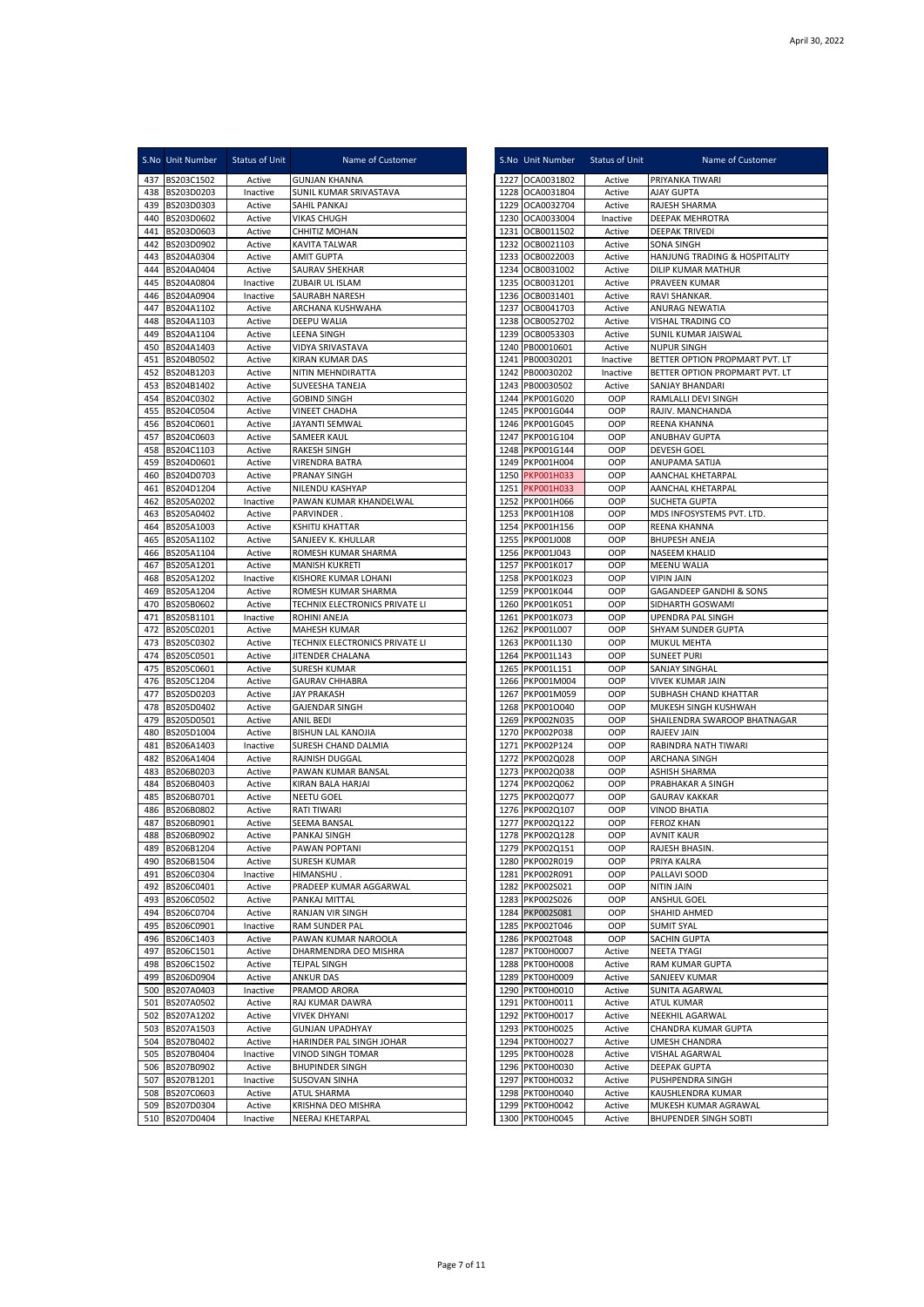April 30, 2022

| S.No | Unit Number | Status of Unit | Name of Customer |
|---|---|---|---|
| 437 | BS203C1502 | Active | GUNJAN KHANNA |
| 438 | BS203D0203 | Inactive | SUNIL KUMAR SRIVASTAVA |
| 439 | BS203D0303 | Active | SAHIL PANKAJ |
| 440 | BS203D0602 | Active | VIKAS CHUGH |
| 441 | BS203D0603 | Active | CHHITIZ MOHAN |
| 442 | BS203D0902 | Active | KAVITA TALWAR |
| 443 | BS204A0304 | Active | AMIT GUPTA |
| 444 | BS204A0404 | Active | SAURAV SHEKHAR |
| 445 | BS204A0804 | Inactive | ZUBAIR UL ISLAM |
| 446 | BS204A0904 | Inactive | SAURABH NARESH |
| 447 | BS204A1102 | Active | ARCHANA KUSHWAHA |
| 448 | BS204A1103 | Active | DEEPU WALIA |
| 449 | BS204A1104 | Active | LEENA SINGH |
| 450 | BS204A1403 | Active | VIDYA SRIVASTAVA |
| 451 | BS204B0502 | Active | KIRAN KUMAR DAS |
| 452 | BS204B1203 | Active | NITIN MEHNDIRATTA |
| 453 | BS204B1402 | Active | SUVEESHA TANEJA |
| 454 | BS204C0302 | Active | GOBIND SINGH |
| 455 | BS204C0504 | Active | VINEET CHADHA |
| 456 | BS204C0601 | Active | JAYANTI SEMWAL |
| 457 | BS204C0603 | Active | SAMEER KAUL |
| 458 | BS204C1103 | Active | RAKESH SINGH |
| 459 | BS204D0601 | Active | VIRENDRA BATRA |
| 460 | BS204D0703 | Active | PRANAY SINGH |
| 461 | BS204D1204 | Active | NILENDU KASHYAP |
| 462 | BS205A0202 | Inactive | PAWAN KUMAR KHANDELWAL |
| 463 | BS205A0402 | Active | PARVINDER . |
| 464 | BS205A1003 | Active | KSHITIJ KHATTAR |
| 465 | BS205A1102 | Active | SANJEEV K. KHULLAR |
| 466 | BS205A1104 | Active | ROMESH KUMAR SHARMA |
| 467 | BS205A1201 | Active | MANISH KUKRETI |
| 468 | BS205A1202 | Inactive | KISHORE KUMAR LOHANI |
| 469 | BS205A1204 | Active | ROMESH KUMAR SHARMA |
| 470 | BS205B0602 | Active | TECHNIX ELECTRONICS PRIVATE LI |
| 471 | BS205B1101 | Inactive | ROHINI ANEJA |
| 472 | BS205C0201 | Active | MAHESH KUMAR |
| 473 | BS205C0302 | Active | TECHNIX ELECTRONICS PRIVATE LI |
| 474 | BS205C0501 | Active | JITENDER CHALANA |
| 475 | BS205C0601 | Active | SURESH KUMAR |
| 476 | BS205C1204 | Active | GAURAV CHHABRA |
| 477 | BS205D0203 | Active | JAY PRAKASH |
| 478 | BS205D0402 | Active | GAJENDAR SINGH |
| 479 | BS205D0501 | Active | ANIL BEDI |
| 480 | BS205D1004 | Active | BISHUN LAL KANOJIA |
| 481 | BS206A1403 | Inactive | SURESH CHAND DALMIA |
| 482 | BS206A1404 | Active | RAJNISH DUGGAL |
| 483 | BS206B0203 | Active | PAWAN KUMAR BANSAL |
| 484 | BS206B0403 | Active | KIRAN BALA HARJAI |
| 485 | BS206B0701 | Active | NEETU GOEL |
| 486 | BS206B0802 | Active | RATI TIWARI |
| 487 | BS206B0901 | Active | SEEMA BANSAL |
| 488 | BS206B0902 | Active | PANKAJ SINGH |
| 489 | BS206B1204 | Active | PAWAN POPTANI |
| 490 | BS206B1504 | Active | SURESH KUMAR |
| 491 | BS206C0304 | Inactive | HIMANSHU . |
| 492 | BS206C0401 | Active | PRADEEP KUMAR AGGARWAL |
| 493 | BS206C0502 | Active | PANKAJ MITTAL |
| 494 | BS206C0704 | Active | RANJAN VIR SINGH |
| 495 | BS206C0901 | Inactive | RAM SUNDER PAL |
| 496 | BS206C1403 | Active | PAWAN KUMAR NAROOLA |
| 497 | BS206C1501 | Active | DHARMENDRA DEO MISHRA |
| 498 | BS206C1502 | Active | TEJPAL SINGH |
| 499 | BS206D0904 | Active | ANKUR DAS |
| 500 | BS207A0403 | Inactive | PRAMOD ARORA |
| 501 | BS207A0502 | Active | RAJ KUMAR DAWRA |
| 502 | BS207A1202 | Active | VIVEK DHYANI |
| 503 | BS207A1503 | Active | GUNJAN UPADHYAY |
| 504 | BS207B0402 | Active | HARINDER PAL SINGH JOHAR |
| 505 | BS207B0404 | Inactive | VINOD SINGH TOMAR |
| 506 | BS207B0902 | Active | BHUPINDER SINGH |
| 507 | BS207B1201 | Inactive | SUSOVAN SINHA |
| 508 | BS207C0603 | Active | ATUL SHARMA |
| 509 | BS207D0304 | Active | KRISHNA DEO MISHRA |
| 510 | BS207D0404 | Inactive | NEERAJ KHETARPAL |
| 1227 | OCA0031802 | Active | PRIYANKA TIWARI |
| 1228 | OCA0031804 | Active | AJAY GUPTA |
| 1229 | OCA0032704 | Active | RAJESH SHARMA |
| 1230 | OCA0033004 | Inactive | DEEPAK MEHROTRA |
| 1231 | OCB0011502 | Active | DEEPAK TRIVEDI |
| 1232 | OCB0021103 | Active | SONA SINGH |
| 1233 | OCB0022003 | Active | HANJUNG TRADING & HOSPITALITY |
| 1234 | OCB0031002 | Active | DILIP KUMAR MATHUR |
| 1235 | OCB0031201 | Active | PRAVEEN KUMAR |
| 1236 | OCB0031401 | Active | RAVI SHANKAR. |
| 1237 | OCB0041703 | Active | ANURAG NEWATIA |
| 1238 | OCB0052702 | Active | VISHAL TRADING CO |
| 1239 | OCB0053303 | Active | SUNIL KUMAR JAISWAL |
| 1240 | PB00010601 | Active | NUPUR SINGH |
| 1241 | PB00030201 | Inactive | BETTER OPTION PROPMART PVT. LT |
| 1242 | PB00030202 | Inactive | BETTER OPTION PROPMART PVT. LT |
| 1243 | PB00030502 | Active | SANJAY BHANDARI |
| 1244 | PKP001G020 | OOP | RAMLALLI DEVI SINGH |
| 1245 | PKP001G044 | OOP | RAJIV. MANCHANDA |
| 1246 | PKP001G045 | OOP | REENA KHANNA |
| 1247 | PKP001G104 | OOP | ANUBHAV GUPTA |
| 1248 | PKP001G144 | OOP | DEVESH GOEL |
| 1249 | PKP001H004 | OOP | ANUPAMA SATIJA |
| 1250 | PKP001H033 | OOP | AANCHAL KHETARPAL |
| 1251 | PKP001H033 | OOP | AANCHAL KHETARPAL |
| 1252 | PKP001H066 | OOP | SUCHETA GUPTA |
| 1253 | PKP001H108 | OOP | MDS INFOSYSTEMS PVT. LTD. |
| 1254 | PKP001H156 | OOP | REENA KHANNA |
| 1255 | PKP001J008 | OOP | BHUPESH ANEJA |
| 1256 | PKP001J043 | OOP | NASEEM KHALID |
| 1257 | PKP001K017 | OOP | MEENU WALIA |
| 1258 | PKP001K023 | OOP | VIPIN JAIN |
| 1259 | PKP001K044 | OOP | GAGANDEEP GANDHI & SONS |
| 1260 | PKP001K051 | OOP | SIDHARTH GOSWAMI |
| 1261 | PKP001K073 | OOP | UPENDRA PAL SINGH |
| 1262 | PKP001L007 | OOP | SHYAM SUNDER GUPTA |
| 1263 | PKP001L130 | OOP | MUKUL MEHTA |
| 1264 | PKP001L143 | OOP | SUNEET PURI |
| 1265 | PKP001L151 | OOP | SANJAY SINGHAL |
| 1266 | PKP001M004 | OOP | VIVEK KUMAR JAIN |
| 1267 | PKP001M059 | OOP | SUBHASH CHAND KHATTAR |
| 1268 | PKP001O040 | OOP | MUKESH SINGH KUSHWAH |
| 1269 | PKP002N035 | OOP | SHAILENDRA SWAROOP BHATNAGAR |
| 1270 | PKP002P038 | OOP | RAJEEV JAIN |
| 1271 | PKP002P124 | OOP | RABINDRA NATH TIWARI |
| 1272 | PKP002Q028 | OOP | ARCHANA SINGH |
| 1273 | PKP002Q038 | OOP | ASHISH SHARMA |
| 1274 | PKP002Q062 | OOP | PRABHAKAR A SINGH |
| 1275 | PKP002Q077 | OOP | GAURAV KAKKAR |
| 1276 | PKP002Q107 | OOP | VINOD BHATIA |
| 1277 | PKP002Q122 | OOP | FEROZ KHAN |
| 1278 | PKP002Q128 | OOP | AVNIT KAUR |
| 1279 | PKP002Q151 | OOP | RAJESH BHASIN. |
| 1280 | PKP002R019 | OOP | PRIYA KALRA |
| 1281 | PKP002R091 | OOP | PALLAVI SOOD |
| 1282 | PKP002S021 | OOP | NITIN JAIN |
| 1283 | PKP002S026 | OOP | ANSHUL GOEL |
| 1284 | PKP002S081 | OOP | SHAHID AHMED |
| 1285 | PKP002T046 | OOP | SUMIT SYAL |
| 1286 | PKP002T048 | OOP | SACHIN GUPTA |
| 1287 | PKT00H0007 | Active | NEETA TYAGI |
| 1288 | PKT00H0008 | Active | RAM KUMAR GUPTA |
| 1289 | PKT00H0009 | Active | SANJEEV KUMAR |
| 1290 | PKT00H0010 | Active | SUNITA AGARWAL |
| 1291 | PKT00H0011 | Active | ATUL KUMAR |
| 1292 | PKT00H0017 | Active | NEEKHIL AGARWAL |
| 1293 | PKT00H0025 | Active | CHANDRA KUMAR GUPTA |
| 1294 | PKT00H0027 | Active | UMESH CHANDRA |
| 1295 | PKT00H0028 | Active | VISHAL AGARWAL |
| 1296 | PKT00H0030 | Active | DEEPAK GUPTA |
| 1297 | PKT00H0032 | Active | PUSHPENDRA SINGH |
| 1298 | PKT00H0040 | Active | KAUSHLENDRA KUMAR |
| 1299 | PKT00H0042 | Active | MUKESH KUMAR AGRAWAL |
| 1300 | PKT00H0045 | Active | BHUPENDER SINGH SOBTI |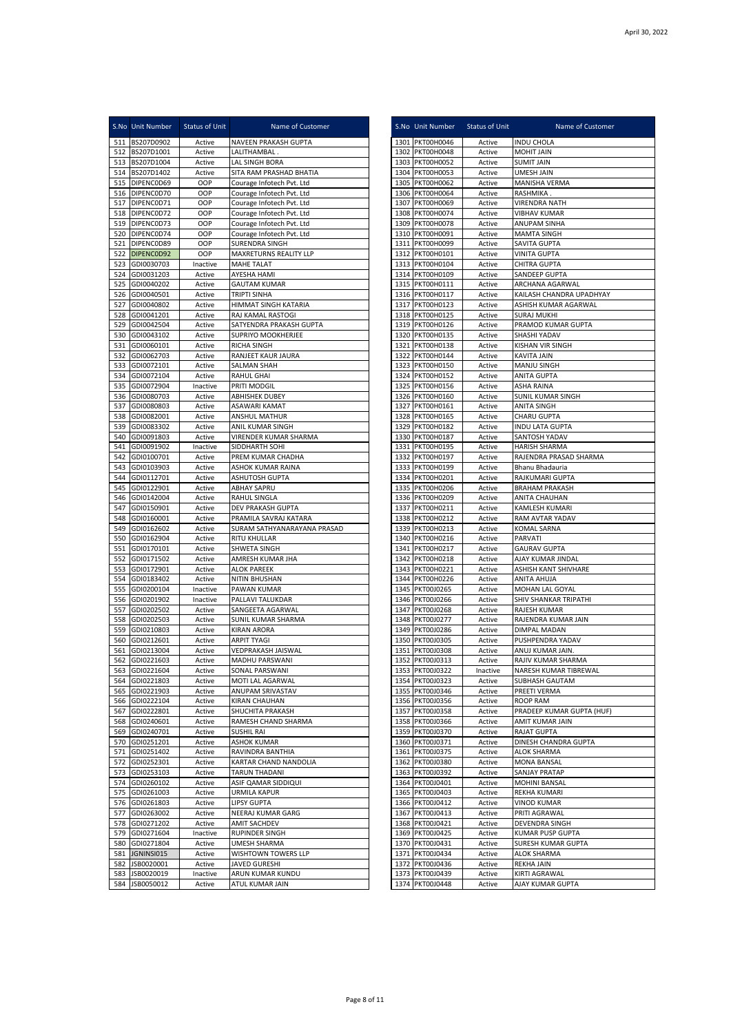April 30, 2022

| S.No | Unit Number | Status of Unit | Name of Customer |
|---|---|---|---|
| 511 | BS207D0902 | Active | NAVEEN PRAKASH GUPTA |
| 512 | BS207D1001 | Active | LALITHAMBAL . |
| 513 | BS207D1004 | Active | LAL SINGH BORA |
| 514 | BS207D1402 | Active | SITA RAM PRASHAD BHATIA |
| 515 | DIPENC0D69 | OOP | Courage Infotech Pvt. Ltd |
| 516 | DIPENC0D70 | OOP | Courage Infotech Pvt. Ltd |
| 517 | DIPENC0D71 | OOP | Courage Infotech Pvt. Ltd |
| 518 | DIPENC0D72 | OOP | Courage Infotech Pvt. Ltd |
| 519 | DIPENC0D73 | OOP | Courage Infotech Pvt. Ltd |
| 520 | DIPENC0D74 | OOP | Courage Infotech Pvt. Ltd |
| 521 | DIPENC0D89 | OOP | SURENDRA SINGH |
| 522 | DIPENC0D92 | OOP | MAXRETURNS REALITY LLP |
| 523 | GDI0030703 | Inactive | MAHE TALAT |
| 524 | GDI0031203 | Active | AYESHA HAMI |
| 525 | GDI0040202 | Active | GAUTAM KUMAR |
| 526 | GDI0040501 | Active | TRIPTI SINHA |
| 527 | GDI0040802 | Active | HIMMAT SINGH KATARIA |
| 528 | GDI0041201 | Active | RAJ KAMAL RASTOGI |
| 529 | GDI0042504 | Active | SATYENDRA PRAKASH GUPTA |
| 530 | GDI0043102 | Active | SUPRIYO MOOKHERJEE |
| 531 | GDI0060101 | Active | RICHA SINGH |
| 532 | GDI0062703 | Active | RANJEET KAUR JAURA |
| 533 | GDI0072101 | Active | SALMAN SHAH |
| 534 | GDI0072104 | Active | RAHUL GHAI |
| 535 | GDI0072904 | Inactive | PRITI MODGIL |
| 536 | GDI0080703 | Active | ABHISHEK DUBEY |
| 537 | GDI0080803 | Active | ASAWARI KAMAT |
| 538 | GDI0082001 | Active | ANSHUL MATHUR |
| 539 | GDI0083302 | Active | ANIL KUMAR SINGH |
| 540 | GDI0091803 | Active | VIRENDER KUMAR SHARMA |
| 541 | GDI0091902 | Inactive | SIDDHARTH SOHI |
| 542 | GDI0100701 | Active | PREM KUMAR CHADHA |
| 543 | GDI0103903 | Active | ASHOK KUMAR RAINA |
| 544 | GDI0112701 | Active | ASHUTOSH GUPTA |
| 545 | GDI0122901 | Active | ABHAY SAPRU |
| 546 | GDI0142004 | Active | RAHUL SINGLA |
| 547 | GDI0150901 | Active | DEV PRAKASH GUPTA |
| 548 | GDI0160001 | Active | PRAMILA SAVRAJ KATARA |
| 549 | GDI0162602 | Active | SURAM SATHYANARAYANA PRASAD |
| 550 | GDI0162904 | Active | RITU KHULLAR |
| 551 | GDI0170101 | Active | SHWETA SINGH |
| 552 | GDI0171502 | Active | AMRESH KUMAR JHA |
| 553 | GDI0172901 | Active | ALOK PAREEK |
| 554 | GDI0183402 | Active | NITIN BHUSHAN |
| 555 | GDI0200104 | Inactive | PAWAN KUMAR |
| 556 | GDI0201902 | Inactive | PALLAVI TALUKDAR |
| 557 | GDI0202502 | Active | SANGEETA AGARWAL |
| 558 | GDI0202503 | Active | SUNIL KUMAR SHARMA |
| 559 | GDI0210803 | Active | KIRAN ARORA |
| 560 | GDI0212601 | Active | ARPIT TYAGI |
| 561 | GDI0213004 | Active | VEDPRAKASH JAISWAL |
| 562 | GDI0221603 | Active | MADHU PARSWANI |
| 563 | GDI0221604 | Active | SONAL PARSWANI |
| 564 | GDI0221803 | Active | MOTI LAL AGARWAL |
| 565 | GDI0221903 | Active | ANUPAM SRIVASTAV |
| 566 | GDI0222104 | Active | KIRAN CHAUHAN |
| 567 | GDI0222801 | Active | SHUCHITA PRAKASH |
| 568 | GDI0240601 | Active | RAMESH CHAND SHARMA |
| 569 | GDI0240701 | Active | SUSHIL RAI |
| 570 | GDI0251201 | Active | ASHOK KUMAR |
| 571 | GDI0251402 | Active | RAVINDRA BANTHIA |
| 572 | GDI0252301 | Active | KARTAR CHAND NANDOLIA |
| 573 | GDI0253103 | Active | TARUN THADANI |
| 574 | GDI0260102 | Active | ASIF QAMAR SIDDIQUI |
| 575 | GDI0261003 | Active | URMILA KAPUR |
| 576 | GDI0261803 | Active | LIPSY GUPTA |
| 577 | GDI0263002 | Active | NEERAJ KUMAR GARG |
| 578 | GDI0271202 | Active | AMIT SACHDEV |
| 579 | GDI0271604 | Inactive | RUPINDER SINGH |
| 580 | GDI0271804 | Active | UMESH SHARMA |
| 581 | JGNINSI015 | Active | WISHTOWN TOWERS LLP |
| 582 | JSB0020001 | Active | JAVED GURESHI |
| 583 | JSB0020019 | Inactive | ARUN KUMAR KUNDU |
| 584 | JSB0050012 | Active | ATUL KUMAR JAIN |

| S.No | Unit Number | Status of Unit | Name of Customer |
|---|---|---|---|
| 1301 | PKT00H0046 | Active | INDU CHOLA |
| 1302 | PKT00H0048 | Active | MOHIT JAIN |
| 1303 | PKT00H0052 | Active | SUMIT JAIN |
| 1304 | PKT00H0053 | Active | UMESH JAIN |
| 1305 | PKT00H0062 | Active | MANISHA VERMA |
| 1306 | PKT00H0064 | Active | RASHMIKA . |
| 1307 | PKT00H0069 | Active | VIRENDRA NATH |
| 1308 | PKT00H0074 | Active | VIBHAV KUMAR |
| 1309 | PKT00H0078 | Active | ANUPAM SINHA |
| 1310 | PKT00H0091 | Active | MAMTA SINGH |
| 1311 | PKT00H0099 | Active | SAVITA GUPTA |
| 1312 | PKT00H0101 | Active | VINITA GUPTA |
| 1313 | PKT00H0104 | Active | CHITRA GUPTA |
| 1314 | PKT00H0109 | Active | SANDEEP GUPTA |
| 1315 | PKT00H0111 | Active | ARCHANA AGARWAL |
| 1316 | PKT00H0117 | Active | KAILASH CHANDRA UPADHYAY |
| 1317 | PKT00H0123 | Active | ASHISH KUMAR AGARWAL |
| 1318 | PKT00H0125 | Active | SURAJ MUKHI |
| 1319 | PKT00H0126 | Active | PRAMOD KUMAR GUPTA |
| 1320 | PKT00H0135 | Active | SHASHI YADAV |
| 1321 | PKT00H0138 | Active | KISHAN VIR SINGH |
| 1322 | PKT00H0144 | Active | KAVITA JAIN |
| 1323 | PKT00H0150 | Active | MANJU SINGH |
| 1324 | PKT00H0152 | Active | ANITA GUPTA |
| 1325 | PKT00H0156 | Active | ASHA RAINA |
| 1326 | PKT00H0160 | Active | SUNIL KUMAR SINGH |
| 1327 | PKT00H0161 | Active | ANITA SINGH |
| 1328 | PKT00H0165 | Active | CHARU GUPTA |
| 1329 | PKT00H0182 | Active | INDU LATA GUPTA |
| 1330 | PKT00H0187 | Active | SANTOSH YADAV |
| 1331 | PKT00H0195 | Active | HARISH SHARMA |
| 1332 | PKT00H0197 | Active | RAJENDRA PRASAD SHARMA |
| 1333 | PKT00H0199 | Active | Bhanu Bhadauria |
| 1334 | PKT00H0201 | Active | RAJKUMARI GUPTA |
| 1335 | PKT00H0206 | Active | BRAHAM PRAKASH |
| 1336 | PKT00H0209 | Active | ANITA CHAUHAN |
| 1337 | PKT00H0211 | Active | KAMLESH KUMARI |
| 1338 | PKT00H0212 | Active | RAM AVTAR YADAV |
| 1339 | PKT00H0213 | Active | KOMAL SARNA |
| 1340 | PKT00H0216 | Active | PARVATI |
| 1341 | PKT00H0217 | Active | GAURAV GUPTA |
| 1342 | PKT00H0218 | Active | AJAY KUMAR JINDAL |
| 1343 | PKT00H0221 | Active | ASHISH KANT SHIVHARE |
| 1344 | PKT00H0226 | Active | ANITA AHUJA |
| 1345 | PKT00J0265 | Active | MOHAN LAL GOYAL |
| 1346 | PKT00J0266 | Active | SHIV SHANKAR TRIPATHI |
| 1347 | PKT00J0268 | Active | RAJESH KUMAR |
| 1348 | PKT00J0277 | Active | RAJENDRA KUMAR JAIN |
| 1349 | PKT00J0286 | Active | DIMPAL MADAN |
| 1350 | PKT00J0305 | Active | PUSHPENDRA YADAV |
| 1351 | PKT00J0308 | Active | ANUJ KUMAR JAIN. |
| 1352 | PKT00J0313 | Active | RAJIV KUMAR SHARMA |
| 1353 | PKT00J0322 | Inactive | NARESH KUMAR TIBREWAL |
| 1354 | PKT00J0323 | Active | SUBHASH GAUTAM |
| 1355 | PKT00J0346 | Active | PREETI VERMA |
| 1356 | PKT00J0356 | Active | ROOP RAM |
| 1357 | PKT00J0358 | Active | PRADEEP KUMAR GUPTA (HUF) |
| 1358 | PKT00J0366 | Active | AMIT KUMAR JAIN |
| 1359 | PKT00J0370 | Active | RAJAT GUPTA |
| 1360 | PKT00J0371 | Active | DINESH CHANDRA GUPTA |
| 1361 | PKT00J0375 | Active | ALOK SHARMA |
| 1362 | PKT00J0380 | Active | MONA BANSAL |
| 1363 | PKT00J0392 | Active | SANJAY PRATAP |
| 1364 | PKT00J0401 | Active | MOHINI BANSAL |
| 1365 | PKT00J0403 | Active | REKHA KUMARI |
| 1366 | PKT00J0412 | Active | VINOD KUMAR |
| 1367 | PKT00J0413 | Active | PRITI AGRAWAL |
| 1368 | PKT00J0421 | Active | DEVENDRA SINGH |
| 1369 | PKT00J0425 | Active | KUMAR PUSP GUPTA |
| 1370 | PKT00J0431 | Active | SURESH KUMAR GUPTA |
| 1371 | PKT00J0434 | Active | ALOK SHARMA |
| 1372 | PKT00J0436 | Active | REKHA JAIN |
| 1373 | PKT00J0439 | Active | KIRTI AGRAWAL |
| 1374 | PKT00J0448 | Active | AJAY KUMAR GUPTA |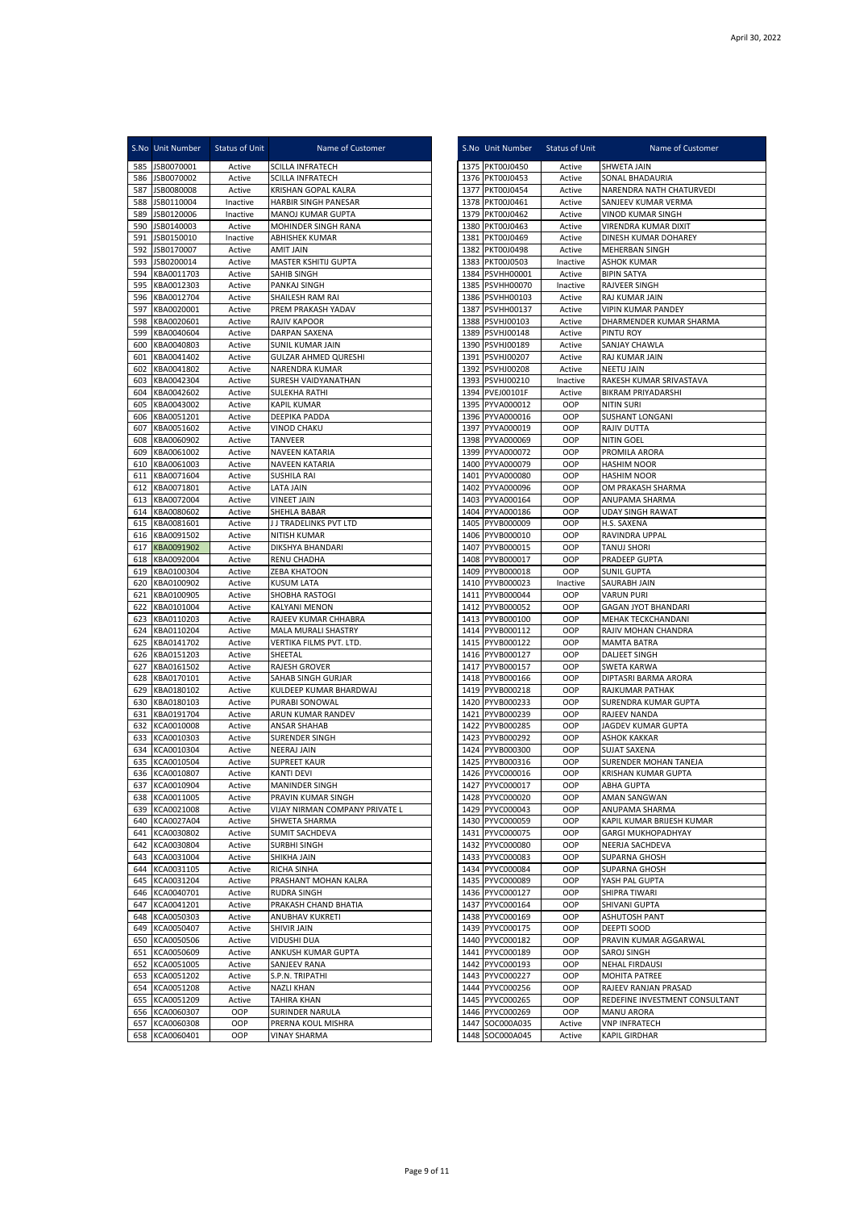April 30, 2022

| S.No | Unit Number | Status of Unit | Name of Customer |
|---|---|---|---|
| 585 | JSB0070001 | Active | SCILLA INFRATECH |
| 586 | JSB0070002 | Active | SCILLA INFRATECH |
| 587 | JSB0080008 | Active | KRISHAN GOPAL KALRA |
| 588 | JSB0110004 | Inactive | HARBIR SINGH PANESAR |
| 589 | JSB0120006 | Inactive | MANOJ KUMAR GUPTA |
| 590 | JSB0140003 | Active | MOHINDER SINGH RANA |
| 591 | JSB0150010 | Inactive | ABHISHEK KUMAR |
| 592 | JSB0170007 | Active | AMIT JAIN |
| 593 | JSB0200014 | Active | MASTER KSHITIJ GUPTA |
| 594 | KBA0011703 | Active | SAHIB SINGH |
| 595 | KBA0012303 | Active | PANKAJ SINGH |
| 596 | KBA0012704 | Active | SHAILESH RAM RAI |
| 597 | KBA0020001 | Active | PREM PRAKASH YADAV |
| 598 | KBA0020601 | Active | RAJIV KAPOOR |
| 599 | KBA0040604 | Active | DARPAN SAXENA |
| 600 | KBA0040803 | Active | SUNIL KUMAR JAIN |
| 601 | KBA0041402 | Active | GULZAR AHMED QURESHI |
| 602 | KBA0041802 | Active | NARENDRA KUMAR |
| 603 | KBA0042304 | Active | SURESH VAIDYANATHAN |
| 604 | KBA0042602 | Active | SULEKHA RATHI |
| 605 | KBA0043002 | Active | KAPIL KUMAR |
| 606 | KBA0051201 | Active | DEEPIKA PADDA |
| 607 | KBA0051602 | Active | VINOD CHAKU |
| 608 | KBA0060902 | Active | TANVEER |
| 609 | KBA0061002 | Active | NAVEEN KATARIA |
| 610 | KBA0061003 | Active | NAVEEN KATARIA |
| 611 | KBA0071604 | Active | SUSHILA RAI |
| 612 | KBA0071801 | Active | LATA JAIN |
| 613 | KBA0072004 | Active | VINEET JAIN |
| 614 | KBA0080602 | Active | SHEHLA BABAR |
| 615 | KBA0081601 | Active | J J TRADELINKS PVT LTD |
| 616 | KBA0091502 | Active | NITISH KUMAR |
| 617 | KBA0091902 | Active | DIKSHYA BHANDARI |
| 618 | KBA0092004 | Active | RENU CHADHA |
| 619 | KBA0100304 | Active | ZEBA KHATOON |
| 620 | KBA0100902 | Active | KUSUM LATA |
| 621 | KBA0100905 | Active | SHOBHA RASTOGI |
| 622 | KBA0101004 | Active | KALYANI MENON |
| 623 | KBA0110203 | Active | RAJEEV KUMAR CHHABRA |
| 624 | KBA0110204 | Active | MALA MURALI SHASTRY |
| 625 | KBA0141702 | Active | VERTIKA FILMS PVT. LTD. |
| 626 | KBA0151203 | Active | SHEETAL |
| 627 | KBA0161502 | Active | RAJESH GROVER |
| 628 | KBA0170101 | Active | SAHAB SINGH GURJAR |
| 629 | KBA0180102 | Active | KULDEEP KUMAR BHARDWAJ |
| 630 | KBA0180103 | Active | PURABI SONOWAL |
| 631 | KBA0191704 | Active | ARUN KUMAR RANDEV |
| 632 | KCA0010008 | Active | ANSAR SHAHAB |
| 633 | KCA0010303 | Active | SURENDER SINGH |
| 634 | KCA0010304 | Active | NEERAJ JAIN |
| 635 | KCA0010504 | Active | SUPREET KAUR |
| 636 | KCA0010807 | Active | KANTI DEVI |
| 637 | KCA0010904 | Active | MANINDER SINGH |
| 638 | KCA0011005 | Active | PRAVIN KUMAR SINGH |
| 639 | KCA0021008 | Active | VIJAY NIRMAN COMPANY PRIVATE L |
| 640 | KCA0027A04 | Active | SHWETA SHARMA |
| 641 | KCA0030802 | Active | SUMIT SACHDEVA |
| 642 | KCA0030804 | Active | SURBHI SINGH |
| 643 | KCA0031004 | Active | SHIKHA JAIN |
| 644 | KCA0031105 | Active | RICHA SINHA |
| 645 | KCA0031204 | Active | PRASHANT MOHAN KALRA |
| 646 | KCA0040701 | Active | RUDRA SINGH |
| 647 | KCA0041201 | Active | PRAKASH CHAND BHATIA |
| 648 | KCA0050303 | Active | ANUBHAV KUKRETI |
| 649 | KCA0050407 | Active | SHIVIR JAIN |
| 650 | KCA0050506 | Active | VIDUSHI DUA |
| 651 | KCA0050609 | Active | ANKUSH KUMAR GUPTA |
| 652 | KCA0051005 | Active | SANJEEV RANA |
| 653 | KCA0051202 | Active | S.P.N. TRIPATHI |
| 654 | KCA0051208 | Active | NAZLI KHAN |
| 655 | KCA0051209 | Active | TAHIRA KHAN |
| 656 | KCA0060307 | OOP | SURINDER NARULA |
| 657 | KCA0060308 | OOP | PRERNA KOUL MISHRA |
| 658 | KCA0060401 | OOP | VINAY SHARMA |

| S.No | Unit Number | Status of Unit | Name of Customer |
|---|---|---|---|
| 1375 | PKT00J0450 | Active | SHWETA JAIN |
| 1376 | PKT00J0453 | Active | SONAL BHADAURIA |
| 1377 | PKT00J0454 | Active | NARENDRA NATH CHATURVEDI |
| 1378 | PKT00J0461 | Active | SANJEEV KUMAR VERMA |
| 1379 | PKT00J0462 | Active | VINOD KUMAR SINGH |
| 1380 | PKT00J0463 | Active | VIRENDRA KUMAR DIXIT |
| 1381 | PKT00J0469 | Active | DINESH KUMAR DOHAREY |
| 1382 | PKT00J0498 | Active | MEHERBAN SINGH |
| 1383 | PKT00J0503 | Inactive | ASHOK KUMAR |
| 1384 | PSVHH00001 | Active | BIPIN SATYA |
| 1385 | PSVHH00070 | Inactive | RAJVEER SINGH |
| 1386 | PSVHH00103 | Active | RAJ KUMAR JAIN |
| 1387 | PSVHH00137 | Active | VIPIN KUMAR PANDEY |
| 1388 | PSVHJ00103 | Active | DHARMENDER KUMAR SHARMA |
| 1389 | PSVHJ00148 | Active | PINTU ROY |
| 1390 | PSVHJ00189 | Active | SANJAY CHAWLA |
| 1391 | PSVHJ00207 | Active | RAJ KUMAR JAIN |
| 1392 | PSVHJ00208 | Active | NEETU JAIN |
| 1393 | PSVHJ00210 | Inactive | RAKESH KUMAR SRIVASTAVA |
| 1394 | PVEJ00101F | Active | BIKRAM PRIYADARSHI |
| 1395 | PYVA000012 | OOP | NITIN SURI |
| 1396 | PYVA000016 | OOP | SUSHANT LONGANI |
| 1397 | PYVA000019 | OOP | RAJIV DUTTA |
| 1398 | PYVA000069 | OOP | NITIN GOEL |
| 1399 | PYVA000072 | OOP | PROMILA ARORA |
| 1400 | PYVA000079 | OOP | HASHIM NOOR |
| 1401 | PYVA000080 | OOP | HASHIM NOOR |
| 1402 | PYVA000096 | OOP | OM PRAKASH SHARMA |
| 1403 | PYVA000164 | OOP | ANUPAMA SHARMA |
| 1404 | PYVA000186 | OOP | UDAY SINGH RAWAT |
| 1405 | PYVB000009 | OOP | H.S. SAXENA |
| 1406 | PYVB000010 | OOP | RAVINDRA UPPAL |
| 1407 | PYVB000015 | OOP | TANUJ SHORI |
| 1408 | PYVB000017 | OOP | PRADEEP GUPTA |
| 1409 | PYVB000018 | OOP | SUNIL GUPTA |
| 1410 | PYVB000023 | Inactive | SAURABH JAIN |
| 1411 | PYVB000044 | OOP | VARUN PURI |
| 1412 | PYVB000052 | OOP | GAGAN JYOT BHANDARI |
| 1413 | PYVB000100 | OOP | MEHAK TECKCHANDANI |
| 1414 | PYVB000112 | OOP | RAJIV MOHAN CHANDRA |
| 1415 | PYVB000122 | OOP | MAMTA BATRA |
| 1416 | PYVB000127 | OOP | DALJEET SINGH |
| 1417 | PYVB000157 | OOP | SWETA KARWA |
| 1418 | PYVB000166 | OOP | DIPTASRI BARMA ARORA |
| 1419 | PYVB000218 | OOP | RAJKUMAR PATHAK |
| 1420 | PYVB000233 | OOP | SURENDRA KUMAR GUPTA |
| 1421 | PYVB000239 | OOP | RAJEEV NANDA |
| 1422 | PYVB000285 | OOP | JAGDEV KUMAR GUPTA |
| 1423 | PYVB000292 | OOP | ASHOK KAKKAR |
| 1424 | PYVB000300 | OOP | SUJAT SAXENA |
| 1425 | PYVB000316 | OOP | SURENDER MOHAN TANEJA |
| 1426 | PYVC000016 | OOP | KRISHAN KUMAR GUPTA |
| 1427 | PYVC000017 | OOP | ABHA GUPTA |
| 1428 | PYVC000020 | OOP | AMAN SANGWAN |
| 1429 | PYVC000043 | OOP | ANUPAMA SHARMA |
| 1430 | PYVC000059 | OOP | KAPIL KUMAR BRIJESH KUMAR |
| 1431 | PYVC000075 | OOP | GARGI MUKHOPADHYAY |
| 1432 | PYVC000080 | OOP | NEERJA SACHDEVA |
| 1433 | PYVC000083 | OOP | SUPARNA GHOSH |
| 1434 | PYVC000084 | OOP | SUPARNA GHOSH |
| 1435 | PYVC000089 | OOP | YASH PAL GUPTA |
| 1436 | PYVC000127 | OOP | SHIPRA TIWARI |
| 1437 | PYVC000164 | OOP | SHIVANI GUPTA |
| 1438 | PYVC000169 | OOP | ASHUTOSH PANT |
| 1439 | PYVC000175 | OOP | DEEPTI SOOD |
| 1440 | PYVC000182 | OOP | PRAVIN KUMAR AGGARWAL |
| 1441 | PYVC000189 | OOP | SAROJ SINGH |
| 1442 | PYVC000193 | OOP | NEHAL FIRDAUSI |
| 1443 | PYVC000227 | OOP | MOHITA PATREE |
| 1444 | PYVC000256 | OOP | RAJEEV RANJAN PRASAD |
| 1445 | PYVC000265 | OOP | REDEFINE INVESTMENT CONSULTANT |
| 1446 | PYVC000269 | OOP | MANU ARORA |
| 1447 | SOC000A035 | Active | VNP INFRATECH |
| 1448 | SOC000A045 | Active | KAPIL GIRDHAR |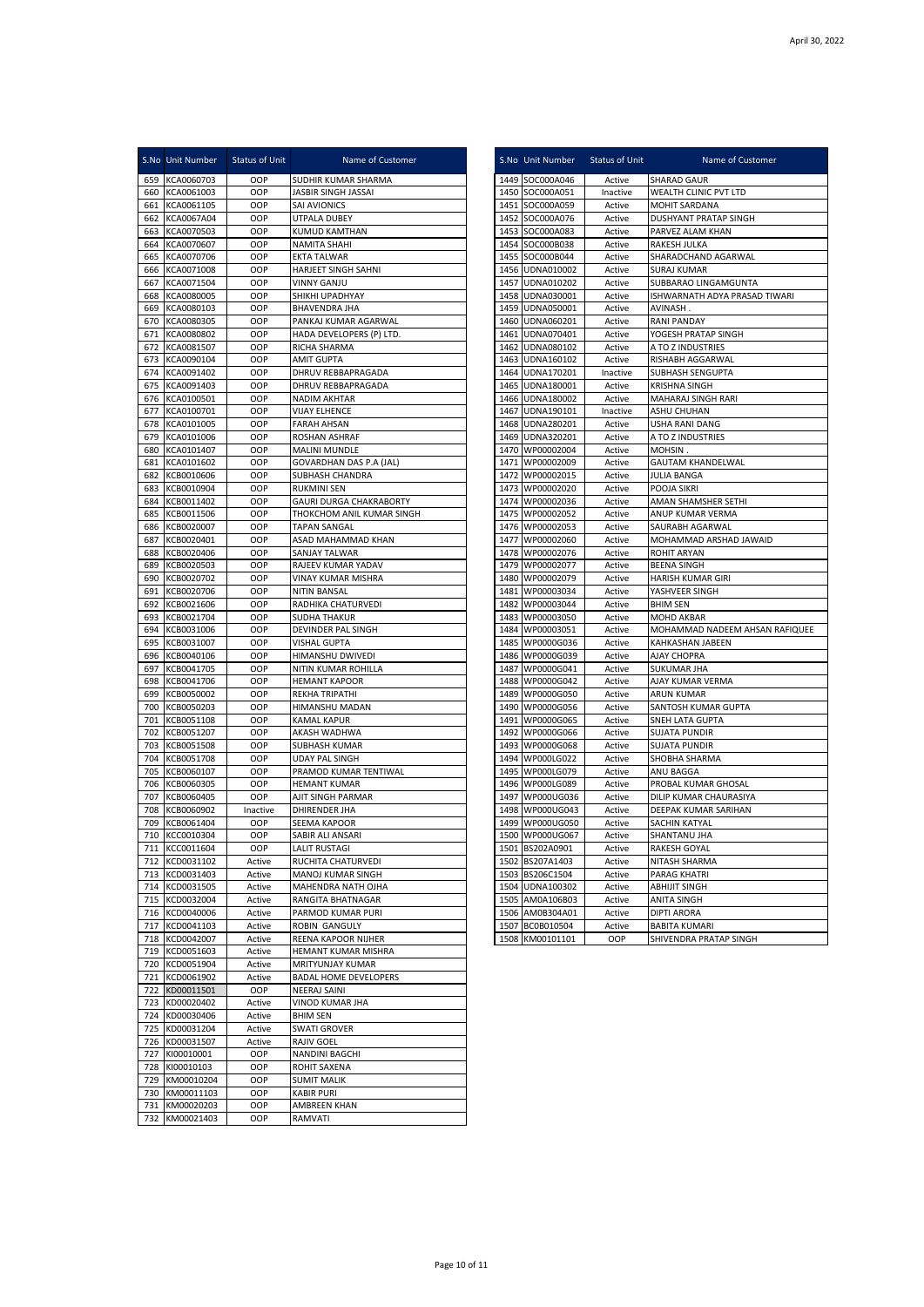April 30, 2022

| S.No | Unit Number | Status of Unit | Name of Customer |
|---|---|---|---|
| 659 | KCA0060703 | OOP | SUDHIR KUMAR SHARMA |
| 660 | KCA0061003 | OOP | JASBIR SINGH JASSAI |
| 661 | KCA0061105 | OOP | SAI AVIONICS |
| 662 | KCA0067A04 | OOP | UTPALA DUBEY |
| 663 | KCA0070503 | OOP | KUMUD KAMTHAN |
| 664 | KCA0070607 | OOP | NAMITA SHAHI |
| 665 | KCA0070706 | OOP | EKTA TALWAR |
| 666 | KCA0071008 | OOP | HARJEET SINGH SAHNI |
| 667 | KCA0071504 | OOP | VINNY GANJU |
| 668 | KCA0080005 | OOP | SHIKHI UPADHYAY |
| 669 | KCA0080103 | OOP | BHAVENDRA JHA |
| 670 | KCA0080305 | OOP | PANKAJ KUMAR AGARWAL |
| 671 | KCA0080802 | OOP | HADA DEVELOPERS (P) LTD. |
| 672 | KCA0081507 | OOP | RICHA SHARMA |
| 673 | KCA0090104 | OOP | AMIT GUPTA |
| 674 | KCA0091402 | OOP | DHRUV REBBAPRAGADA |
| 675 | KCA0091403 | OOP | DHRUV REBBAPRAGADA |
| 676 | KCA0100501 | OOP | NADIM AKHTAR |
| 677 | KCA0100701 | OOP | VIJAY ELHENCE |
| 678 | KCA0101005 | OOP | FARAH AHSAN |
| 679 | KCA0101006 | OOP | ROSHAN ASHRAF |
| 680 | KCA0101407 | OOP | MALINI MUNDLE |
| 681 | KCA0101602 | OOP | GOVARDHAN DAS P.A (JAL) |
| 682 | KCB0010606 | OOP | SUBHASH CHANDRA |
| 683 | KCB0010904 | OOP | RUKMINI SEN |
| 684 | KCB0011402 | OOP | GAURI DURGA CHAKRABORTY |
| 685 | KCB0011506 | OOP | THOKCHOM ANIL KUMAR SINGH |
| 686 | KCB0020007 | OOP | TAPAN SANGAL |
| 687 | KCB0020401 | OOP | ASAD MAHAMMAD KHAN |
| 688 | KCB0020406 | OOP | SANJAY TALWAR |
| 689 | KCB0020503 | OOP | RAJEEV KUMAR YADAV |
| 690 | KCB0020702 | OOP | VINAY KUMAR MISHRA |
| 691 | KCB0020706 | OOP | NITIN BANSAL |
| 692 | KCB0021606 | OOP | RADHIKA CHATURVEDI |
| 693 | KCB0021704 | OOP | SUDHA THAKUR |
| 694 | KCB0031006 | OOP | DEVINDER PAL SINGH |
| 695 | KCB0031007 | OOP | VISHAL GUPTA |
| 696 | KCB0040106 | OOP | HIMANSHU DWIVEDI |
| 697 | KCB0041705 | OOP | NITIN KUMAR ROHILLA |
| 698 | KCB0041706 | OOP | HEMANT KAPOOR |
| 699 | KCB0050002 | OOP | REKHA TRIPATHI |
| 700 | KCB0050203 | OOP | HIMANSHU MADAN |
| 701 | KCB0051108 | OOP | KAMAL KAPUR |
| 702 | KCB0051207 | OOP | AKASH WADHWA |
| 703 | KCB0051508 | OOP | SUBHASH KUMAR |
| 704 | KCB0051708 | OOP | UDAY PAL SINGH |
| 705 | KCB0060107 | OOP | PRAMOD KUMAR TENTIWAL |
| 706 | KCB0060305 | OOP | HEMANT KUMAR |
| 707 | KCB0060405 | OOP | AJIT SINGH PARMAR |
| 708 | KCB0060902 | Inactive | DHIRENDER JHA |
| 709 | KCB0061404 | OOP | SEEMA KAPOOR |
| 710 | KCC0010304 | OOP | SABIR ALI ANSARI |
| 711 | KCC0011604 | OOP | LALIT RUSTAGI |
| 712 | KCD0031102 | Active | RUCHITA CHATURVEDI |
| 713 | KCD0031403 | Active | MANOJ KUMAR SINGH |
| 714 | KCD0031505 | Active | MAHENDRA NATH OJHA |
| 715 | KCD0032004 | Active | RANGITA BHATNAGAR |
| 716 | KCD0040006 | Active | PARMOD KUMAR PURI |
| 717 | KCD0041103 | Active | ROBIN GANGULY |
| 718 | KCD0042007 | Active | REENA KAPOOR NIJHER |
| 719 | KCD0051603 | Active | HEMANT KUMAR MISHRA |
| 720 | KCD0051904 | Active | MRITYUNJAY KUMAR |
| 721 | KCD0061902 | Active | BADAL HOME DEVELOPERS |
| 722 | KD00011501 | OOP | NEERAJ SAINI |
| 723 | KD00020402 | Active | VINOD KUMAR JHA |
| 724 | KD00030406 | Active | BHIM SEN |
| 725 | KD00031204 | Active | SWATI GROVER |
| 726 | KD00031507 | Active | RAJIV GOEL |
| 727 | KI00010001 | OOP | NANDINI BAGCHI |
| 728 | KI00010103 | OOP | ROHIT SAXENA |
| 729 | KM00010204 | OOP | SUMIT MALIK |
| 730 | KM00011103 | OOP | KABIR PURI |
| 731 | KM00020203 | OOP | AMBREEN KHAN |
| 732 | KM00021403 | OOP | RAMVATI |
| 1449 | SOC000A046 | Active | SHARAD GAUR |
| 1450 | SOC000A051 | Inactive | WEALTH CLINIC PVT LTD |
| 1451 | SOC000A059 | Active | MOHIT SARDANA |
| 1452 | SOC000A076 | Active | DUSHYANT PRATAP SINGH |
| 1453 | SOC000A083 | Active | PARVEZ ALAM KHAN |
| 1454 | SOC000B038 | Active | RAKESH JULKA |
| 1455 | SOC000B044 | Active | SHARADCHAND AGARWAL |
| 1456 | UDNA010002 | Active | SURAJ KUMAR |
| 1457 | UDNA010202 | Active | SUBBARAO LINGAMGUNTA |
| 1458 | UDNA030001 | Active | ISHWARNATH ADYA PRASAD TIWARI |
| 1459 | UDNA050001 | Active | AVINASH . |
| 1460 | UDNA060201 | Active | RANI PANDAY |
| 1461 | UDNA070401 | Active | YOGESH PRATAP SINGH |
| 1462 | UDNA080102 | Active | A TO Z INDUSTRIES |
| 1463 | UDNA160102 | Active | RISHABH AGGARWAL |
| 1464 | UDNA170201 | Inactive | SUBHASH SENGUPTA |
| 1465 | UDNA180001 | Active | KRISHNA SINGH |
| 1466 | UDNA180002 | Active | MAHARAJ SINGH RARI |
| 1467 | UDNA190101 | Inactive | ASHU CHUHAN |
| 1468 | UDNA280201 | Active | USHA RANI DANG |
| 1469 | UDNA320201 | Active | A TO Z INDUSTRIES |
| 1470 | WP00002004 | Active | MOHSIN . |
| 1471 | WP00002009 | Active | GAUTAM KHANDELWAL |
| 1472 | WP00002015 | Active | JULIA BANGA |
| 1473 | WP00002020 | Active | POOJA SIKRI |
| 1474 | WP00002036 | Active | AMAN SHAMSHER SETHI |
| 1475 | WP00002052 | Active | ANUP KUMAR VERMA |
| 1476 | WP00002053 | Active | SAURABH AGARWAL |
| 1477 | WP00002060 | Active | MOHAMMAD ARSHAD JAWAID |
| 1478 | WP00002076 | Active | ROHIT ARYAN |
| 1479 | WP00002077 | Active | BEENA SINGH |
| 1480 | WP00002079 | Active | HARISH KUMAR GIRI |
| 1481 | WP00003034 | Active | YASHVEER SINGH |
| 1482 | WP00003044 | Active | BHIM SEN |
| 1483 | WP00003050 | Active | MOHD AKBAR |
| 1484 | WP00003051 | Active | MOHAMMAD NADEEM AHSAN RAFIQUEE |
| 1485 | WP0000G036 | Active | KAHKASHAN JABEEN |
| 1486 | WP0000G039 | Active | AJAY CHOPRA |
| 1487 | WP0000G041 | Active | SUKUMAR JHA |
| 1488 | WP0000G042 | Active | AJAY KUMAR VERMA |
| 1489 | WP0000G050 | Active | ARUN KUMAR |
| 1490 | WP0000G056 | Active | SANTOSH KUMAR GUPTA |
| 1491 | WP0000G065 | Active | SNEH LATA GUPTA |
| 1492 | WP0000G066 | Active | SUJATA PUNDIR |
| 1493 | WP0000G068 | Active | SUJATA PUNDIR |
| 1494 | WP000LG022 | Active | SHOBHA SHARMA |
| 1495 | WP000LG079 | Active | ANU BAGGA |
| 1496 | WP000LG089 | Active | PROBAL KUMAR GHOSAL |
| 1497 | WP000UG036 | Active | DILIP KUMAR CHAURASIYA |
| 1498 | WP000UG043 | Active | DEEPAK KUMAR SARIHAN |
| 1499 | WP000UG050 | Active | SACHIN KATYAL |
| 1500 | WP000UG067 | Active | SHANTANU JHA |
| 1501 | BS202A0901 | Active | RAKESH GOYAL |
| 1502 | BS207A1403 | Active | NITASH SHARMA |
| 1503 | BS206C1504 | Active | PARAG KHATRI |
| 1504 | UDNA100302 | Active | ABHIJIT SINGH |
| 1505 | AM0A106B03 | Active | ANITA SINGH |
| 1506 | AM0B304A01 | Active | DIPTI ARORA |
| 1507 | BC0B010504 | Active | BABITA KUMARI |
| 1508 | KM00101101 | OOP | SHIVENDRA PRATAP SINGH |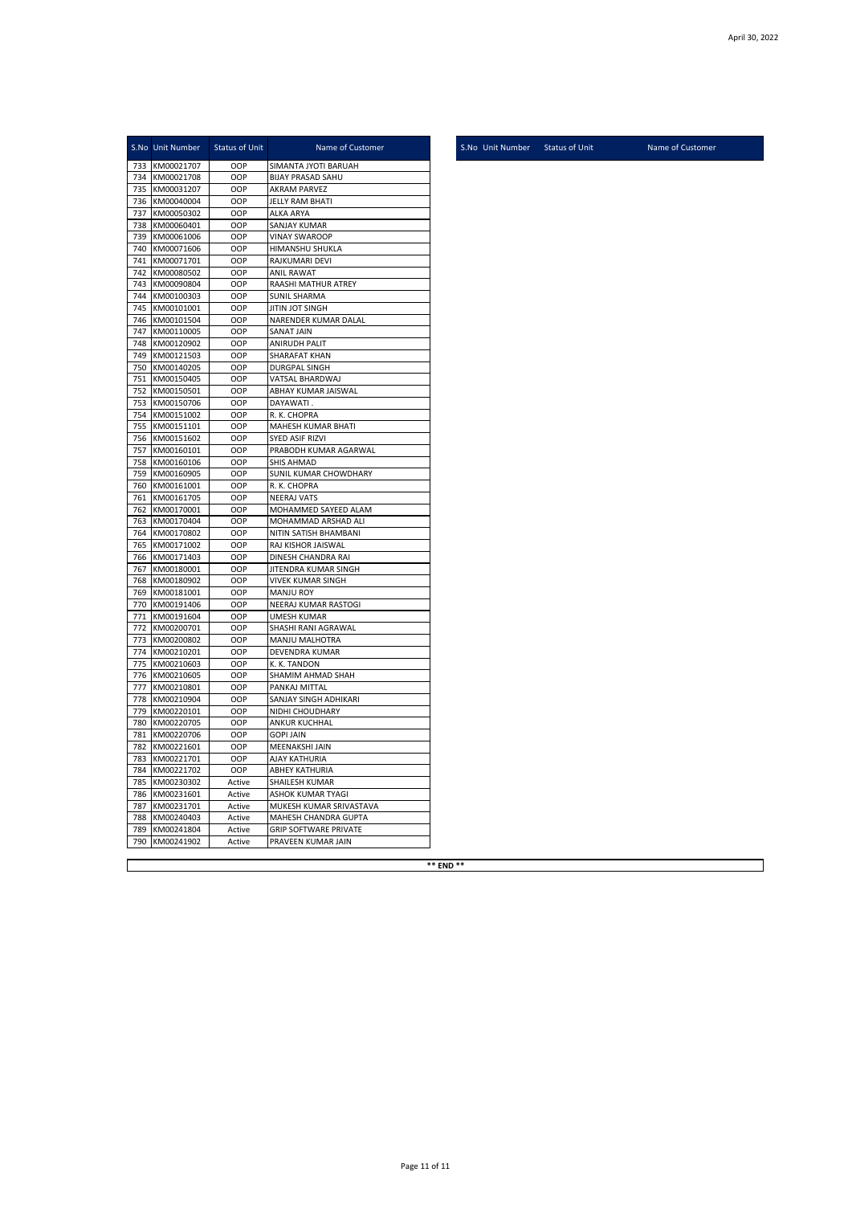| S.No | Unit Number | Status of Unit | Name of Customer |
|---|---|---|---|
| 733 | KM00021707 | OOP | SIMANTA JYOTI BARUAH |
| 734 | KM00021708 | OOP | BIJAY PRASAD SAHU |
| 735 | KM00031207 | OOP | AKRAM PARVEZ |
| 736 | KM00040004 | OOP | JELLY RAM BHATI |
| 737 | KM00050302 | OOP | ALKA ARYA |
| 738 | KM00060401 | OOP | SANJAY KUMAR |
| 739 | KM00061006 | OOP | VINAY SWAROOP |
| 740 | KM00071606 | OOP | HIMANSHU SHUKLA |
| 741 | KM00071701 | OOP | RAJKUMARI DEVI |
| 742 | KM00080502 | OOP | ANIL RAWAT |
| 743 | KM00090804 | OOP | RAASHI MATHUR ATREY |
| 744 | KM00100303 | OOP | SUNIL SHARMA |
| 745 | KM00101001 | OOP | JITIN JOT SINGH |
| 746 | KM00101504 | OOP | NARENDER KUMAR DALAL |
| 747 | KM00110005 | OOP | SANAT JAIN |
| 748 | KM00120902 | OOP | ANIRUDH PALIT |
| 749 | KM00121503 | OOP | SHARAFAT KHAN |
| 750 | KM00140205 | OOP | DURGPAL SINGH |
| 751 | KM00150405 | OOP | VATSAL BHARDWAJ |
| 752 | KM00150501 | OOP | ABHAY KUMAR JAISWAL |
| 753 | KM00150706 | OOP | DAYAWATI . |
| 754 | KM00151002 | OOP | R. K. CHOPRA |
| 755 | KM00151101 | OOP | MAHESH KUMAR BHATI |
| 756 | KM00151602 | OOP | SYED ASIF RIZVI |
| 757 | KM00160101 | OOP | PRABODH KUMAR AGARWAL |
| 758 | KM00160106 | OOP | SHIS AHMAD |
| 759 | KM00160905 | OOP | SUNIL KUMAR CHOWDHARY |
| 760 | KM00161001 | OOP | R. K. CHOPRA |
| 761 | KM00161705 | OOP | NEERAJ VATS |
| 762 | KM00170001 | OOP | MOHAMMED SAYEED ALAM |
| 763 | KM00170404 | OOP | MOHAMMAD ARSHAD ALI |
| 764 | KM00170802 | OOP | NITIN SATISH BHAMBANI |
| 765 | KM00171002 | OOP | RAJ KISHOR JAISWAL |
| 766 | KM00171403 | OOP | DINESH CHANDRA RAI |
| 767 | KM00180001 | OOP | JITENDRA KUMAR SINGH |
| 768 | KM00180902 | OOP | VIVEK KUMAR SINGH |
| 769 | KM00181001 | OOP | MANJU ROY |
| 770 | KM00191406 | OOP | NEERAJ KUMAR RASTOGI |
| 771 | KM00191604 | OOP | UMESH KUMAR |
| 772 | KM00200701 | OOP | SHASHI RANI AGRAWAL |
| 773 | KM00200802 | OOP | MANJU MALHOTRA |
| 774 | KM00210201 | OOP | DEVENDRA KUMAR |
| 775 | KM00210603 | OOP | K. K. TANDON |
| 776 | KM00210605 | OOP | SHAMIM AHMAD SHAH |
| 777 | KM00210801 | OOP | PANKAJ MITTAL |
| 778 | KM00210904 | OOP | SANJAY SINGH ADHIKARI |
| 779 | KM00220101 | OOP | NIDHI CHOUDHARY |
| 780 | KM00220705 | OOP | ANKUR KUCHHAL |
| 781 | KM00220706 | OOP | GOPI JAIN |
| 782 | KM00221601 | OOP | MEENAKSHI JAIN |
| 783 | KM00221701 | OOP | AJAY KATHURIA |
| 784 | KM00221702 | OOP | ABHEY KATHURIA |
| 785 | KM00230302 | Active | SHAILESH KUMAR |
| 786 | KM00231601 | Active | ASHOK KUMAR TYAGI |
| 787 | KM00231701 | Active | MUKESH KUMAR SRIVASTAVA |
| 788 | KM00240403 | Active | MAHESH CHANDRA GUPTA |
| 789 | KM00241804 | Active | GRIP SOFTWARE PRIVATE |
| 790 | KM00241902 | Active | PRAVEEN KUMAR JAIN |

**\*\* END \*\***